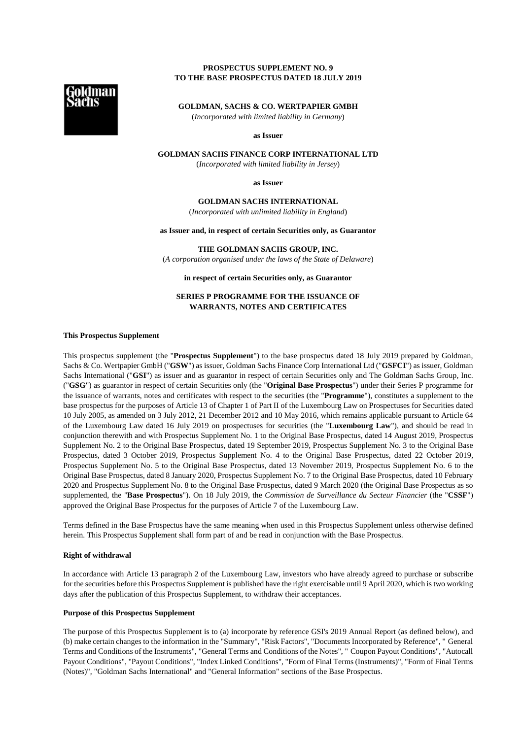**PROSPECTUS SUPPLEMENT NO. 9**
**TO THE BASE PROSPECTUS DATED 18 JULY 2019**

**GOLDMAN, SACHS & CO. WERTPAPIER GMBH**
(*Incorporated with limited liability in Germany*)

**as Issuer**

**GOLDMAN SACHS FINANCE CORP INTERNATIONAL LTD**
(*Incorporated with limited liability in Jersey*)

**as Issuer**

**GOLDMAN SACHS INTERNATIONAL**
(*Incorporated with unlimited liability in England*)

**as Issuer and, in respect of certain Securities only, as Guarantor**

**THE GOLDMAN SACHS GROUP, INC.**
(*A corporation organised under the laws of the State of Delaware*)

**in respect of certain Securities only, as Guarantor**

**SERIES P PROGRAMME FOR THE ISSUANCE OF WARRANTS, NOTES AND CERTIFICATES**

**This Prospectus Supplement**

This prospectus supplement (the "**Prospectus Supplement**") to the base prospectus dated 18 July 2019 prepared by Goldman, Sachs & Co. Wertpapier GmbH ("**GSW**") as issuer, Goldman Sachs Finance Corp International Ltd ("**GSFCI**") as issuer, Goldman Sachs International ("**GSI**") as issuer and as guarantor in respect of certain Securities only and The Goldman Sachs Group, Inc. ("**GSG**") as guarantor in respect of certain Securities only (the "**Original Base Prospectus**") under their Series P programme for the issuance of warrants, notes and certificates with respect to the securities (the "**Programme**"), constitutes a supplement to the base prospectus for the purposes of Article 13 of Chapter 1 of Part II of the Luxembourg Law on Prospectuses for Securities dated 10 July 2005, as amended on 3 July 2012, 21 December 2012 and 10 May 2016, which remains applicable pursuant to Article 64 of the Luxembourg Law dated 16 July 2019 on prospectuses for securities (the "**Luxembourg Law**"), and should be read in conjunction therewith and with Prospectus Supplement No. 1 to the Original Base Prospectus, dated 14 August 2019, Prospectus Supplement No. 2 to the Original Base Prospectus, dated 19 September 2019, Prospectus Supplement No. 3 to the Original Base Prospectus, dated 3 October 2019, Prospectus Supplement No. 4 to the Original Base Prospectus, dated 22 October 2019, Prospectus Supplement No. 5 to the Original Base Prospectus, dated 13 November 2019, Prospectus Supplement No. 6 to the Original Base Prospectus, dated 8 January 2020, Prospectus Supplement No. 7 to the Original Base Prospectus, dated 10 February 2020 and Prospectus Supplement No. 8 to the Original Base Prospectus, dated 9 March 2020 (the Original Base Prospectus as so supplemented, the "**Base Prospectus**"). On 18 July 2019, the *Commission de Surveillance du Secteur Financier* (the "**CSSF**") approved the Original Base Prospectus for the purposes of Article 7 of the Luxembourg Law.

Terms defined in the Base Prospectus have the same meaning when used in this Prospectus Supplement unless otherwise defined herein. This Prospectus Supplement shall form part of and be read in conjunction with the Base Prospectus.

**Right of withdrawal**

In accordance with Article 13 paragraph 2 of the Luxembourg Law, investors who have already agreed to purchase or subscribe for the securities before this Prospectus Supplement is published have the right exercisable until 9 April 2020, which is two working days after the publication of this Prospectus Supplement, to withdraw their acceptances.

**Purpose of this Prospectus Supplement**

The purpose of this Prospectus Supplement is to (a) incorporate by reference GSI's 2019 Annual Report (as defined below), and (b) make certain changes to the information in the "Summary", "Risk Factors", "Documents Incorporated by Reference", " General Terms and Conditions of the Instruments", "General Terms and Conditions of the Notes", " Coupon Payout Conditions", "Autocall Payout Conditions", "Payout Conditions", "Index Linked Conditions", "Form of Final Terms (Instruments)", "Form of Final Terms (Notes)", "Goldman Sachs International" and "General Information" sections of the Base Prospectus.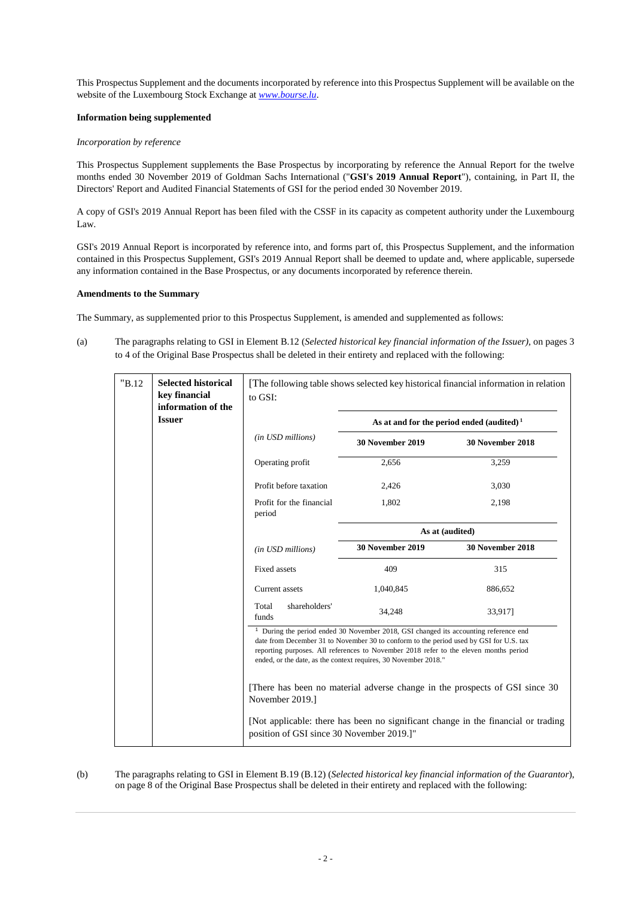This Prospectus Supplement and the documents incorporated by reference into this Prospectus Supplement will be available on the website of the Luxembourg Stock Exchange at *www.bourse.lu*.

**Information being supplemented**

*Incorporation by reference*

This Prospectus Supplement supplements the Base Prospectus by incorporating by reference the Annual Report for the twelve months ended 30 November 2019 of Goldman Sachs International ("**GSI's 2019 Annual Report**"), containing, in Part II, the Directors' Report and Audited Financial Statements of GSI for the period ended 30 November 2019.

A copy of GSI's 2019 Annual Report has been filed with the CSSF in its capacity as competent authority under the Luxembourg Law.

GSI's 2019 Annual Report is incorporated by reference into, and forms part of, this Prospectus Supplement, and the information contained in this Prospectus Supplement, GSI's 2019 Annual Report shall be deemed to update and, where applicable, supersede any information contained in the Base Prospectus, or any documents incorporated by reference therein.

**Amendments to the Summary**

The Summary, as supplemented prior to this Prospectus Supplement, is amended and supplemented as follows:

(a) The paragraphs relating to GSI in Element B.12 (*Selected historical key financial information of the Issuer)*, on pages 3 to 4 of the Original Base Prospectus shall be deleted in their entirety and replaced with the following:

"B.12 — **Selected historical key financial information of the Issuer**

[The following table shows selected key historical financial information in relation to GSI:

| | As at and for the period ended (audited)[1] | |
|---|---|---|
| *(in USD millions)* | **30 November 2019** | **30 November 2018** |
| Operating profit | 2,656 | 3,259 |
| Profit before taxation | 2,426 | 3,030 |
| Profit for the financial period | 1,802 | 2,198 |
| | **As at (audited)** | |
| *(in USD millions)* | **30 November 2019** | **30 November 2018** |
| Fixed assets | 409 | 315 |
| Current assets | 1,040,845 | 886,652 |
| Total shareholders' funds | 34,248 | 33,917] |

[1] During the period ended 30 November 2018, GSI changed its accounting reference end date from December 31 to November 30 to conform to the period used by GSI for U.S. tax reporting purposes. All references to November 2018 refer to the eleven months period ended, or the date, as the context requires, 30 November 2018."

[There has been no material adverse change in the prospects of GSI since 30 November 2019.]

[Not applicable: there has been no significant change in the financial or trading position of GSI since 30 November 2019.]"

(b) The paragraphs relating to GSI in Element B.19 (B.12) (*Selected historical key financial information of the Guarantor*), on page 8 of the Original Base Prospectus shall be deleted in their entirety and replaced with the following: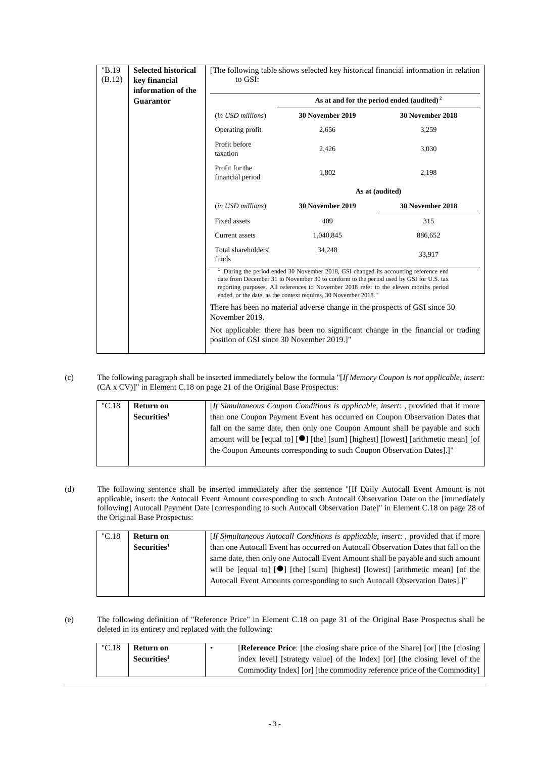| "B.19 (B.12) | Selected historical key financial information of the Guarantor | [The following table shows selected key historical financial information in relation to GSI: | | |
|---|---|---|---|---|
| | | | **As at and for the period ended (audited)** [2] | |
| | | *(in USD millions)* | **30 November 2019** | **30 November 2018** |
| | | Operating profit | 2,656 | 3,259 |
| | | Profit before taxation | 2,426 | 3,030 |
| | | Profit for the financial period | 1,802 | 2,198 |
| | | | **As at (audited)** | |
| | | *(in USD millions)* | **30 November 2019** | **30 November 2018** |
| | | Fixed assets | 409 | 315 |
| | | Current assets | 1,040,845 | 886,652 |
| | | Total shareholders' funds | 34,248 | 33,917 |
| | | [1] During the period ended 30 November 2018, GSI changed its accounting reference end date from December 31 to November 30 to conform to the period used by GSI for U.S. tax reporting purposes. All references to November 2018 refer to the eleven months period ended, or the date, as the context requires, 30 November 2018." | | |
| | | There has been no material adverse change in the prospects of GSI since 30 November 2019. | | |
| | | Not applicable: there has been no significant change in the financial or trading position of GSI since 30 November 2019.]" | | |

(c) The following paragraph shall be inserted immediately below the formula "[*If Memory Coupon is not applicable, insert:* (CA x CV)]" in Element C.18 on page 21 of the Original Base Prospectus:

| "C.18 | **Return on Securities**[1] | [*If Simultaneous Coupon Conditions is applicable, insert*: , provided that if more than one Coupon Payment Event has occurred on Coupon Observation Dates that fall on the same date, then only one Coupon Amount shall be payable and such amount will be [equal to] [●] [the] [sum] [highest] [lowest] [arithmetic mean] [of the Coupon Amounts corresponding to such Coupon Observation Dates].]" |
|---|---|---|

(d) The following sentence shall be inserted immediately after the sentence "[If Daily Autocall Event Amount is not applicable, insert: the Autocall Event Amount corresponding to such Autocall Observation Date on the [immediately following] Autocall Payment Date [corresponding to such Autocall Observation Date]" in Element C.18 on page 28 of the Original Base Prospectus:

| "C.18 | **Return on Securities**[1] | [*If Simultaneous Autocall Conditions is applicable, insert*: , provided that if more than one Autocall Event has occurred on Autocall Observation Dates that fall on the same date, then only one Autocall Event Amount shall be payable and such amount will be [equal to] [●] [the] [sum] [highest] [lowest] [arithmetic mean] [of the Autocall Event Amounts corresponding to such Autocall Observation Dates].]" |
|---|---|---|

(e) The following definition of "Reference Price" in Element C.18 on page 31 of the Original Base Prospectus shall be deleted in its entirety and replaced with the following:

| "C.18 | **Return on Securities**[1] | • | [**Reference Price**: [the closing share price of the Share] [or] [the [closing index level] [strategy value] of the Index] [or] [the closing level of the Commodity Index] [or] [the commodity reference price of the Commodity] |
|---|---|---|---|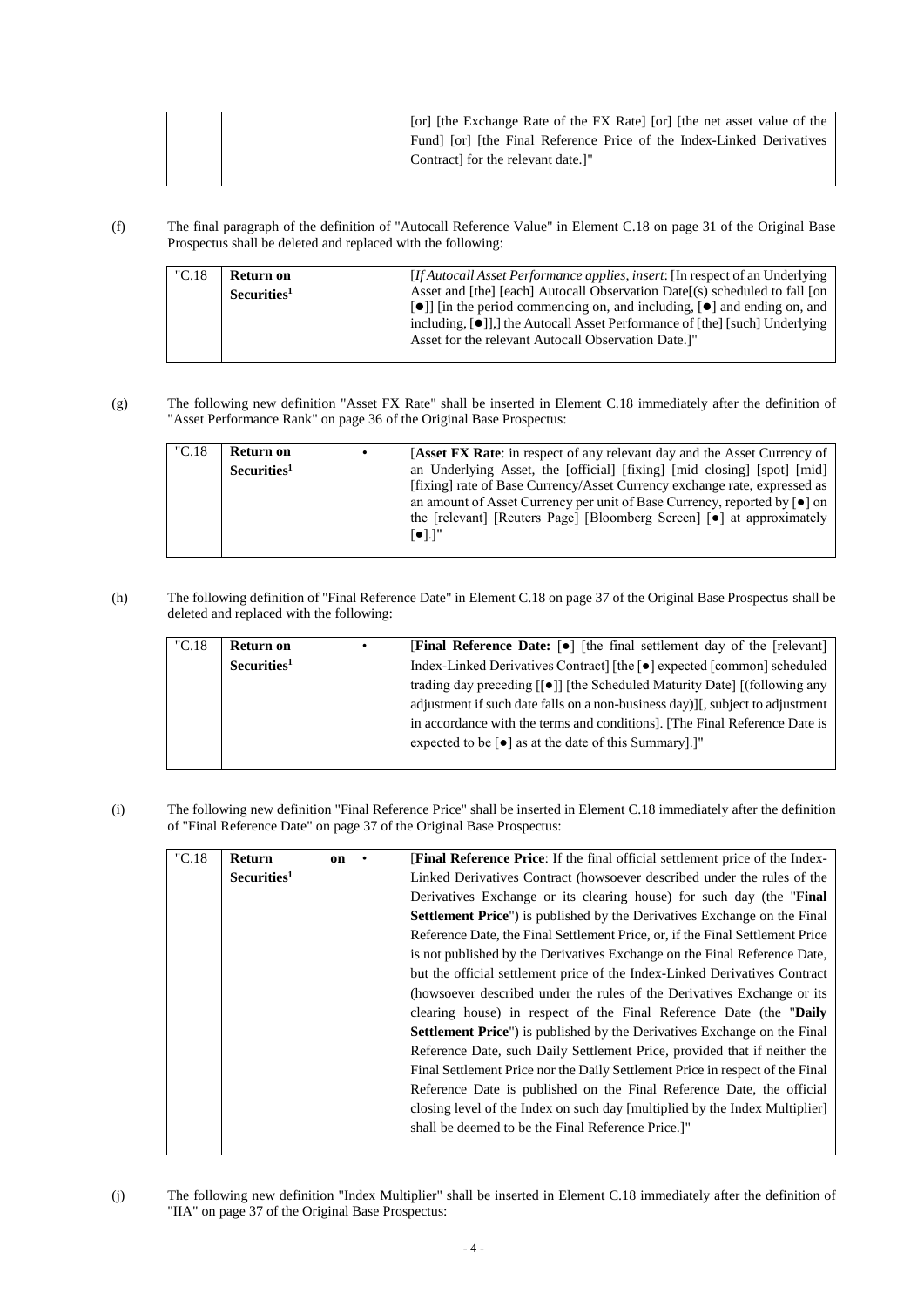| | | [or] [the Exchange Rate of the FX Rate] [or] [the net asset value of the Fund] [or] [the Final Reference Price of the Index-Linked Derivatives Contract] for the relevant date.]" |
|---|---|---|

(f) The final paragraph of the definition of "Autocall Reference Value" in Element C.18 on page 31 of the Original Base Prospectus shall be deleted and replaced with the following:

| "C.18 | **Return on Securities**[1] | [*If Autocall Asset Performance applies, insert*: [In respect of an Underlying Asset and [the] [each] Autocall Observation Date[(s) scheduled to fall [on [●]] [in the period commencing on, and including, [●] and ending on, and including, [●]],] the Autocall Asset Performance of [the] [such] Underlying Asset for the relevant Autocall Observation Date.]" |
|---|---|---|

(g) The following new definition "Asset FX Rate" shall be inserted in Element C.18 immediately after the definition of "Asset Performance Rank" on page 36 of the Original Base Prospectus:

| "C.18 | **Return on Securities**[1] | • [**Asset FX Rate**: in respect of any relevant day and the Asset Currency of an Underlying Asset, the [official] [fixing] [mid closing] [spot] [mid] [fixing] rate of Base Currency/Asset Currency exchange rate, expressed as an amount of Asset Currency per unit of Base Currency, reported by [●] on the [relevant] [Reuters Page] [Bloomberg Screen] [●] at approximately [●].]" |
|---|---|---|

(h) The following definition of "Final Reference Date" in Element C.18 on page 37 of the Original Base Prospectus shall be deleted and replaced with the following:

| "C.18 | **Return on Securities**[1] | • [**Final Reference Date:** [●] [the final settlement day of the [relevant] Index-Linked Derivatives Contract] [the [●] expected [common] scheduled trading day preceding [[●]] [the Scheduled Maturity Date] [(following any adjustment if such date falls on a non-business day)][, subject to adjustment in accordance with the terms and conditions]. [The Final Reference Date is expected to be [●] as at the date of this Summary].]" |
|---|---|---|

(i) The following new definition "Final Reference Price" shall be inserted in Element C.18 immediately after the definition of "Final Reference Date" on page 37 of the Original Base Prospectus:

| "C.18 | **Return on Securities**[1] | • [**Final Reference Price**: If the final official settlement price of the Index-Linked Derivatives Contract (howsoever described under the rules of the Derivatives Exchange or its clearing house) for such day (the "**Final Settlement Price**") is published by the Derivatives Exchange on the Final Reference Date, the Final Settlement Price, or, if the Final Settlement Price is not published by the Derivatives Exchange on the Final Reference Date, but the official settlement price of the Index-Linked Derivatives Contract (howsoever described under the rules of the Derivatives Exchange or its clearing house) in respect of the Final Reference Date (the "**Daily Settlement Price**") is published by the Derivatives Exchange on the Final Reference Date, such Daily Settlement Price, provided that if neither the Final Settlement Price nor the Daily Settlement Price in respect of the Final Reference Date is published on the Final Reference Date, the official closing level of the Index on such day [multiplied by the Index Multiplier] shall be deemed to be the Final Reference Price.]" |
|---|---|---|

(j) The following new definition "Index Multiplier" shall be inserted in Element C.18 immediately after the definition of "IIA" on page 37 of the Original Base Prospectus: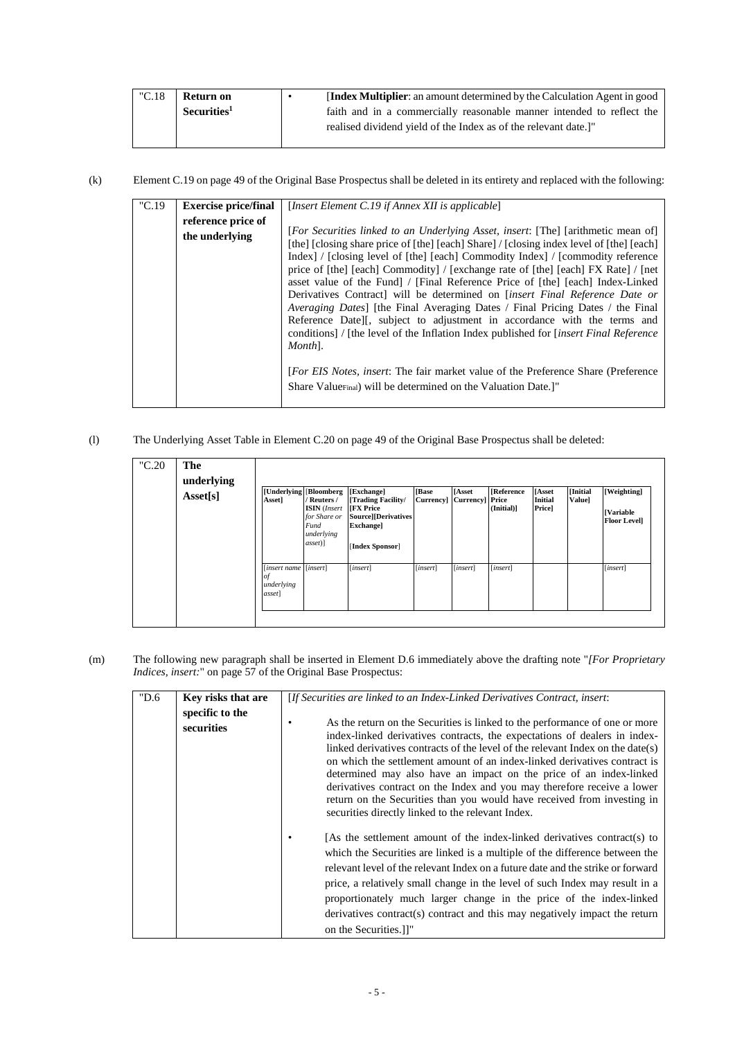| "C.18 | **Return on Securities**[1] | • [**Index Multiplier**: an amount determined by the Calculation Agent in good faith and in a commercially reasonable manner intended to reflect the realised dividend yield of the Index as of the relevant date.]" |
|---|---|---|

(k) Element C.19 on page 49 of the Original Base Prospectus shall be deleted in its entirety and replaced with the following:

| "C.19 | **Exercise price/final reference price of the underlying** | [*Insert Element C.19 if Annex XII is applicable*]<br><br>[*For Securities linked to an Underlying Asset, insert*: [The] [arithmetic mean of] [the] [closing share price of [the] [each] Share] / [closing index level of [the] [each] Index] / [closing level of [the] [each] Commodity Index] / [commodity reference price of [the] [each] Commodity] / [exchange rate of [the] [each] FX Rate] / [net asset value of the Fund] / [Final Reference Price of [the] [each] Index-Linked Derivatives Contract] will be determined on [*insert Final Reference Date or Averaging Dates*] [the Final Averaging Dates / Final Pricing Dates / the Final Reference Date][, subject to adjustment in accordance with the terms and conditions] / [the level of the Inflation Index published for [*insert Final Reference Month*].<br><br>[*For EIS Notes, insert*: The fair market value of the Preference Share (Preference Share Value$_{Final}$) will be determined on the Valuation Date.]" |
|---|---|---|

(l) The Underlying Asset Table in Element C.20 on page 49 of the Original Base Prospectus shall be deleted:

"C.20 **The underlying Asset[s]**

| [Underlying Asset] | [Bloomberg / Reuters / ISIN (*Insert for Share or Fund underlying asset*)] | [Exchange] [Trading Facility/ [FX Price Source][Derivatives Exchange] [Index Sponsor] | [Base Currency] | [Asset Currency] | [Reference Price (Initial)] | [Asset Initial Price] | [Initial Value] | [Weighting] [Variable Floor Level] |
|---|---|---|---|---|---|---|---|---|
| [*insert name of underlying asset*] | [*insert*] | [*insert*] | [*insert*] | [*insert*] | [*insert*] | | | [*insert*] |

(m) The following new paragraph shall be inserted in Element D.6 immediately above the drafting note "*[For Proprietary Indices, insert:*" on page 57 of the Original Base Prospectus:

| "D.6 | **Key risks that are specific to the securities** | [*If Securities are linked to an Index-Linked Derivatives Contract, insert*:<br><br>• As the return on the Securities is linked to the performance of one or more index-linked derivatives contracts, the expectations of dealers in index-linked derivatives contracts of the level of the relevant Index on the date(s) on which the settlement amount of an index-linked derivatives contract is determined may also have an impact on the price of an index-linked derivatives contract on the Index and you may therefore receive a lower return on the Securities than you would have received from investing in securities directly linked to the relevant Index.<br><br>• [As the settlement amount of the index-linked derivatives contract(s) to which the Securities are linked is a multiple of the difference between the relevant level of the relevant Index on a future date and the strike or forward price, a relatively small change in the level of such Index may result in a proportionately much larger change in the price of the index-linked derivatives contract(s) contract and this may negatively impact the return on the Securities.]]" |
|---|---|---|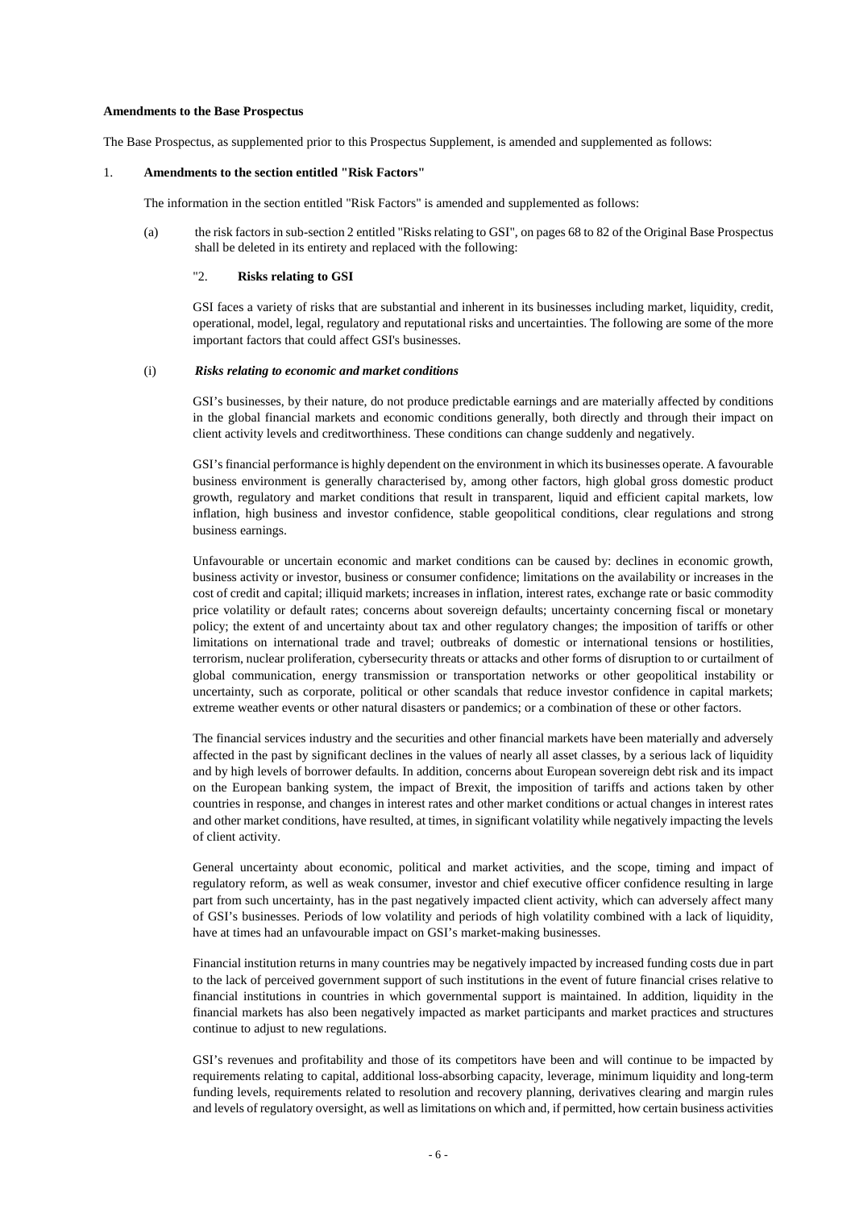**Amendments to the Base Prospectus**

The Base Prospectus, as supplemented prior to this Prospectus Supplement, is amended and supplemented as follows:

1. **Amendments to the section entitled "Risk Factors"**

The information in the section entitled "Risk Factors" is amended and supplemented as follows:

(a) the risk factors in sub-section 2 entitled "Risks relating to GSI", on pages 68 to 82 of the Original Base Prospectus shall be deleted in its entirety and replaced with the following:

"2. **Risks relating to GSI**

GSI faces a variety of risks that are substantial and inherent in its businesses including market, liquidity, credit, operational, model, legal, regulatory and reputational risks and uncertainties. The following are some of the more important factors that could affect GSI's businesses.

(i) ***Risks relating to economic and market conditions***

GSI's businesses, by their nature, do not produce predictable earnings and are materially affected by conditions in the global financial markets and economic conditions generally, both directly and through their impact on client activity levels and creditworthiness. These conditions can change suddenly and negatively.

GSI's financial performance is highly dependent on the environment in which its businesses operate. A favourable business environment is generally characterised by, among other factors, high global gross domestic product growth, regulatory and market conditions that result in transparent, liquid and efficient capital markets, low inflation, high business and investor confidence, stable geopolitical conditions, clear regulations and strong business earnings.

Unfavourable or uncertain economic and market conditions can be caused by: declines in economic growth, business activity or investor, business or consumer confidence; limitations on the availability or increases in the cost of credit and capital; illiquid markets; increases in inflation, interest rates, exchange rate or basic commodity price volatility or default rates; concerns about sovereign defaults; uncertainty concerning fiscal or monetary policy; the extent of and uncertainty about tax and other regulatory changes; the imposition of tariffs or other limitations on international trade and travel; outbreaks of domestic or international tensions or hostilities, terrorism, nuclear proliferation, cybersecurity threats or attacks and other forms of disruption to or curtailment of global communication, energy transmission or transportation networks or other geopolitical instability or uncertainty, such as corporate, political or other scandals that reduce investor confidence in capital markets; extreme weather events or other natural disasters or pandemics; or a combination of these or other factors.

The financial services industry and the securities and other financial markets have been materially and adversely affected in the past by significant declines in the values of nearly all asset classes, by a serious lack of liquidity and by high levels of borrower defaults. In addition, concerns about European sovereign debt risk and its impact on the European banking system, the impact of Brexit, the imposition of tariffs and actions taken by other countries in response, and changes in interest rates and other market conditions or actual changes in interest rates and other market conditions, have resulted, at times, in significant volatility while negatively impacting the levels of client activity.

General uncertainty about economic, political and market activities, and the scope, timing and impact of regulatory reform, as well as weak consumer, investor and chief executive officer confidence resulting in large part from such uncertainty, has in the past negatively impacted client activity, which can adversely affect many of GSI's businesses. Periods of low volatility and periods of high volatility combined with a lack of liquidity, have at times had an unfavourable impact on GSI's market-making businesses.

Financial institution returns in many countries may be negatively impacted by increased funding costs due in part to the lack of perceived government support of such institutions in the event of future financial crises relative to financial institutions in countries in which governmental support is maintained. In addition, liquidity in the financial markets has also been negatively impacted as market participants and market practices and structures continue to adjust to new regulations.

GSI's revenues and profitability and those of its competitors have been and will continue to be impacted by requirements relating to capital, additional loss-absorbing capacity, leverage, minimum liquidity and long-term funding levels, requirements related to resolution and recovery planning, derivatives clearing and margin rules and levels of regulatory oversight, as well as limitations on which and, if permitted, how certain business activities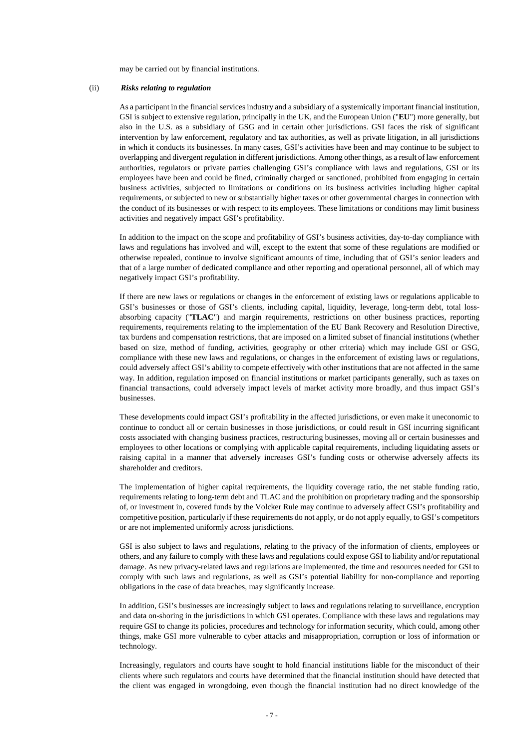may be carried out by financial institutions.

(ii) ***Risks relating to regulation***

As a participant in the financial services industry and a subsidiary of a systemically important financial institution, GSI is subject to extensive regulation, principally in the UK, and the European Union ("**EU**") more generally, but also in the U.S. as a subsidiary of GSG and in certain other jurisdictions. GSI faces the risk of significant intervention by law enforcement, regulatory and tax authorities, as well as private litigation, in all jurisdictions in which it conducts its businesses. In many cases, GSI's activities have been and may continue to be subject to overlapping and divergent regulation in different jurisdictions. Among other things, as a result of law enforcement authorities, regulators or private parties challenging GSI's compliance with laws and regulations, GSI or its employees have been and could be fined, criminally charged or sanctioned, prohibited from engaging in certain business activities, subjected to limitations or conditions on its business activities including higher capital requirements, or subjected to new or substantially higher taxes or other governmental charges in connection with the conduct of its businesses or with respect to its employees. These limitations or conditions may limit business activities and negatively impact GSI's profitability.

In addition to the impact on the scope and profitability of GSI's business activities, day-to-day compliance with laws and regulations has involved and will, except to the extent that some of these regulations are modified or otherwise repealed, continue to involve significant amounts of time, including that of GSI's senior leaders and that of a large number of dedicated compliance and other reporting and operational personnel, all of which may negatively impact GSI's profitability.

If there are new laws or regulations or changes in the enforcement of existing laws or regulations applicable to GSI's businesses or those of GSI's clients, including capital, liquidity, leverage, long-term debt, total loss-absorbing capacity ("**TLAC**") and margin requirements, restrictions on other business practices, reporting requirements, requirements relating to the implementation of the EU Bank Recovery and Resolution Directive, tax burdens and compensation restrictions, that are imposed on a limited subset of financial institutions (whether based on size, method of funding, activities, geography or other criteria) which may include GSI or GSG, compliance with these new laws and regulations, or changes in the enforcement of existing laws or regulations, could adversely affect GSI's ability to compete effectively with other institutions that are not affected in the same way. In addition, regulation imposed on financial institutions or market participants generally, such as taxes on financial transactions, could adversely impact levels of market activity more broadly, and thus impact GSI's businesses.

These developments could impact GSI's profitability in the affected jurisdictions, or even make it uneconomic to continue to conduct all or certain businesses in those jurisdictions, or could result in GSI incurring significant costs associated with changing business practices, restructuring businesses, moving all or certain businesses and employees to other locations or complying with applicable capital requirements, including liquidating assets or raising capital in a manner that adversely increases GSI's funding costs or otherwise adversely affects its shareholder and creditors.

The implementation of higher capital requirements, the liquidity coverage ratio, the net stable funding ratio, requirements relating to long-term debt and TLAC and the prohibition on proprietary trading and the sponsorship of, or investment in, covered funds by the Volcker Rule may continue to adversely affect GSI's profitability and competitive position, particularly if these requirements do not apply, or do not apply equally, to GSI's competitors or are not implemented uniformly across jurisdictions.

GSI is also subject to laws and regulations, relating to the privacy of the information of clients, employees or others, and any failure to comply with these laws and regulations could expose GSI to liability and/or reputational damage. As new privacy-related laws and regulations are implemented, the time and resources needed for GSI to comply with such laws and regulations, as well as GSI's potential liability for non-compliance and reporting obligations in the case of data breaches, may significantly increase.

In addition, GSI's businesses are increasingly subject to laws and regulations relating to surveillance, encryption and data on-shoring in the jurisdictions in which GSI operates. Compliance with these laws and regulations may require GSI to change its policies, procedures and technology for information security, which could, among other things, make GSI more vulnerable to cyber attacks and misappropriation, corruption or loss of information or technology.

Increasingly, regulators and courts have sought to hold financial institutions liable for the misconduct of their clients where such regulators and courts have determined that the financial institution should have detected that the client was engaged in wrongdoing, even though the financial institution had no direct knowledge of the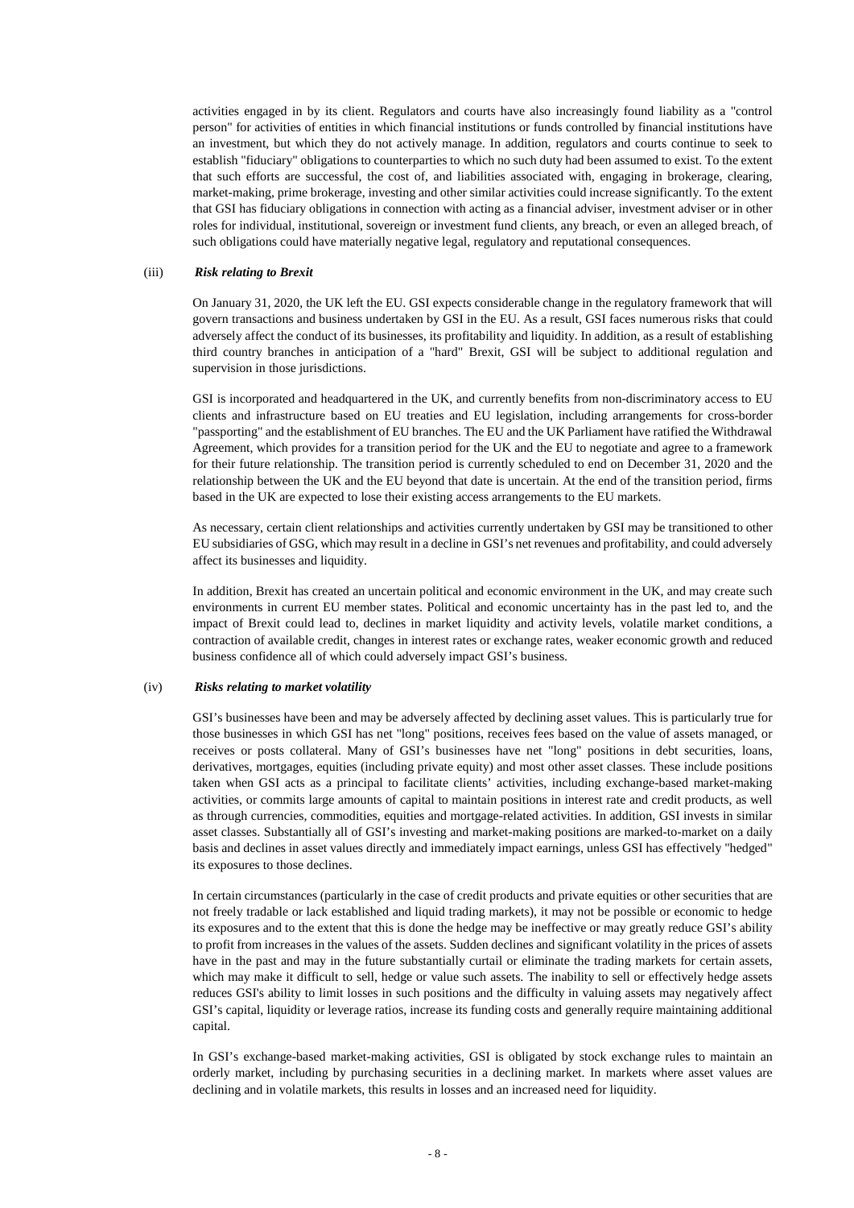activities engaged in by its client. Regulators and courts have also increasingly found liability as a "control person" for activities of entities in which financial institutions or funds controlled by financial institutions have an investment, but which they do not actively manage. In addition, regulators and courts continue to seek to establish "fiduciary" obligations to counterparties to which no such duty had been assumed to exist. To the extent that such efforts are successful, the cost of, and liabilities associated with, engaging in brokerage, clearing, market-making, prime brokerage, investing and other similar activities could increase significantly. To the extent that GSI has fiduciary obligations in connection with acting as a financial adviser, investment adviser or in other roles for individual, institutional, sovereign or investment fund clients, any breach, or even an alleged breach, of such obligations could have materially negative legal, regulatory and reputational consequences.

(iii) ***Risk relating to Brexit***

On January 31, 2020, the UK left the EU. GSI expects considerable change in the regulatory framework that will govern transactions and business undertaken by GSI in the EU. As a result, GSI faces numerous risks that could adversely affect the conduct of its businesses, its profitability and liquidity. In addition, as a result of establishing third country branches in anticipation of a "hard" Brexit, GSI will be subject to additional regulation and supervision in those jurisdictions.

GSI is incorporated and headquartered in the UK, and currently benefits from non-discriminatory access to EU clients and infrastructure based on EU treaties and EU legislation, including arrangements for cross-border "passporting" and the establishment of EU branches. The EU and the UK Parliament have ratified the Withdrawal Agreement, which provides for a transition period for the UK and the EU to negotiate and agree to a framework for their future relationship. The transition period is currently scheduled to end on December 31, 2020 and the relationship between the UK and the EU beyond that date is uncertain. At the end of the transition period, firms based in the UK are expected to lose their existing access arrangements to the EU markets.

As necessary, certain client relationships and activities currently undertaken by GSI may be transitioned to other EU subsidiaries of GSG, which may result in a decline in GSI's net revenues and profitability, and could adversely affect its businesses and liquidity.

In addition, Brexit has created an uncertain political and economic environment in the UK, and may create such environments in current EU member states. Political and economic uncertainty has in the past led to, and the impact of Brexit could lead to, declines in market liquidity and activity levels, volatile market conditions, a contraction of available credit, changes in interest rates or exchange rates, weaker economic growth and reduced business confidence all of which could adversely impact GSI's business.

(iv) ***Risks relating to market volatility***

GSI's businesses have been and may be adversely affected by declining asset values. This is particularly true for those businesses in which GSI has net "long" positions, receives fees based on the value of assets managed, or receives or posts collateral. Many of GSI's businesses have net "long" positions in debt securities, loans, derivatives, mortgages, equities (including private equity) and most other asset classes. These include positions taken when GSI acts as a principal to facilitate clients' activities, including exchange-based market-making activities, or commits large amounts of capital to maintain positions in interest rate and credit products, as well as through currencies, commodities, equities and mortgage-related activities. In addition, GSI invests in similar asset classes. Substantially all of GSI's investing and market-making positions are marked-to-market on a daily basis and declines in asset values directly and immediately impact earnings, unless GSI has effectively "hedged" its exposures to those declines.

In certain circumstances (particularly in the case of credit products and private equities or other securities that are not freely tradable or lack established and liquid trading markets), it may not be possible or economic to hedge its exposures and to the extent that this is done the hedge may be ineffective or may greatly reduce GSI's ability to profit from increases in the values of the assets. Sudden declines and significant volatility in the prices of assets have in the past and may in the future substantially curtail or eliminate the trading markets for certain assets, which may make it difficult to sell, hedge or value such assets. The inability to sell or effectively hedge assets reduces GSI's ability to limit losses in such positions and the difficulty in valuing assets may negatively affect GSI's capital, liquidity or leverage ratios, increase its funding costs and generally require maintaining additional capital.

In GSI's exchange-based market-making activities, GSI is obligated by stock exchange rules to maintain an orderly market, including by purchasing securities in a declining market. In markets where asset values are declining and in volatile markets, this results in losses and an increased need for liquidity.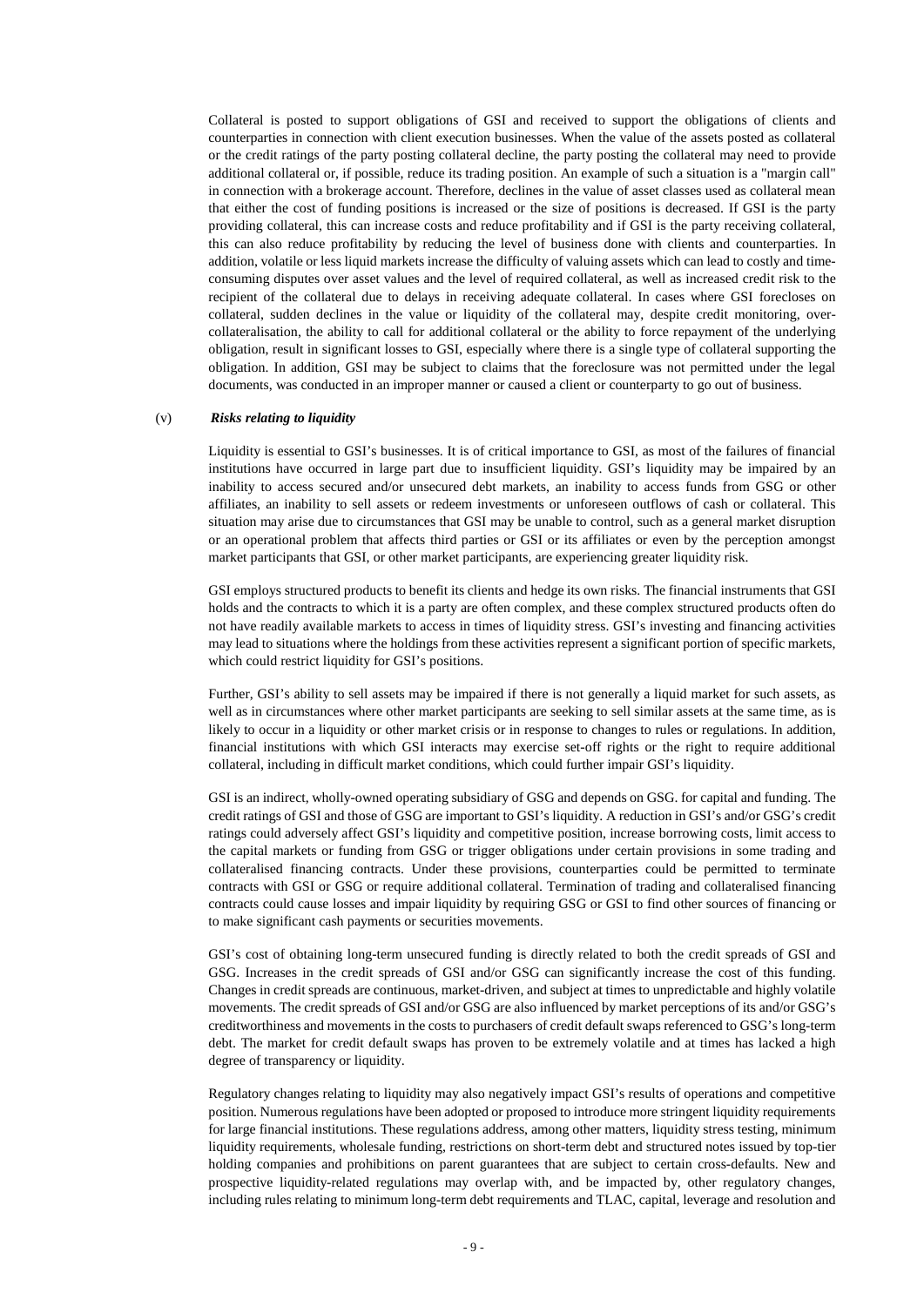Collateral is posted to support obligations of GSI and received to support the obligations of clients and counterparties in connection with client execution businesses. When the value of the assets posted as collateral or the credit ratings of the party posting collateral decline, the party posting the collateral may need to provide additional collateral or, if possible, reduce its trading position. An example of such a situation is a "margin call" in connection with a brokerage account. Therefore, declines in the value of asset classes used as collateral mean that either the cost of funding positions is increased or the size of positions is decreased. If GSI is the party providing collateral, this can increase costs and reduce profitability and if GSI is the party receiving collateral, this can also reduce profitability by reducing the level of business done with clients and counterparties. In addition, volatile or less liquid markets increase the difficulty of valuing assets which can lead to costly and time-consuming disputes over asset values and the level of required collateral, as well as increased credit risk to the recipient of the collateral due to delays in receiving adequate collateral. In cases where GSI forecloses on collateral, sudden declines in the value or liquidity of the collateral may, despite credit monitoring, over-collateralisation, the ability to call for additional collateral or the ability to force repayment of the underlying obligation, result in significant losses to GSI, especially where there is a single type of collateral supporting the obligation. In addition, GSI may be subject to claims that the foreclosure was not permitted under the legal documents, was conducted in an improper manner or caused a client or counterparty to go out of business.

(v) ***Risks relating to liquidity***

Liquidity is essential to GSI's businesses. It is of critical importance to GSI, as most of the failures of financial institutions have occurred in large part due to insufficient liquidity. GSI's liquidity may be impaired by an inability to access secured and/or unsecured debt markets, an inability to access funds from GSG or other affiliates, an inability to sell assets or redeem investments or unforeseen outflows of cash or collateral. This situation may arise due to circumstances that GSI may be unable to control, such as a general market disruption or an operational problem that affects third parties or GSI or its affiliates or even by the perception amongst market participants that GSI, or other market participants, are experiencing greater liquidity risk.

GSI employs structured products to benefit its clients and hedge its own risks. The financial instruments that GSI holds and the contracts to which it is a party are often complex, and these complex structured products often do not have readily available markets to access in times of liquidity stress. GSI's investing and financing activities may lead to situations where the holdings from these activities represent a significant portion of specific markets, which could restrict liquidity for GSI's positions.

Further, GSI's ability to sell assets may be impaired if there is not generally a liquid market for such assets, as well as in circumstances where other market participants are seeking to sell similar assets at the same time, as is likely to occur in a liquidity or other market crisis or in response to changes to rules or regulations. In addition, financial institutions with which GSI interacts may exercise set-off rights or the right to require additional collateral, including in difficult market conditions, which could further impair GSI's liquidity.

GSI is an indirect, wholly-owned operating subsidiary of GSG and depends on GSG. for capital and funding. The credit ratings of GSI and those of GSG are important to GSI's liquidity. A reduction in GSI's and/or GSG's credit ratings could adversely affect GSI's liquidity and competitive position, increase borrowing costs, limit access to the capital markets or funding from GSG or trigger obligations under certain provisions in some trading and collateralised financing contracts. Under these provisions, counterparties could be permitted to terminate contracts with GSI or GSG or require additional collateral. Termination of trading and collateralised financing contracts could cause losses and impair liquidity by requiring GSG or GSI to find other sources of financing or to make significant cash payments or securities movements.

GSI's cost of obtaining long-term unsecured funding is directly related to both the credit spreads of GSI and GSG. Increases in the credit spreads of GSI and/or GSG can significantly increase the cost of this funding. Changes in credit spreads are continuous, market-driven, and subject at times to unpredictable and highly volatile movements. The credit spreads of GSI and/or GSG are also influenced by market perceptions of its and/or GSG's creditworthiness and movements in the costs to purchasers of credit default swaps referenced to GSG's long-term debt. The market for credit default swaps has proven to be extremely volatile and at times has lacked a high degree of transparency or liquidity.

Regulatory changes relating to liquidity may also negatively impact GSI's results of operations and competitive position. Numerous regulations have been adopted or proposed to introduce more stringent liquidity requirements for large financial institutions. These regulations address, among other matters, liquidity stress testing, minimum liquidity requirements, wholesale funding, restrictions on short-term debt and structured notes issued by top-tier holding companies and prohibitions on parent guarantees that are subject to certain cross-defaults. New and prospective liquidity-related regulations may overlap with, and be impacted by, other regulatory changes, including rules relating to minimum long-term debt requirements and TLAC, capital, leverage and resolution and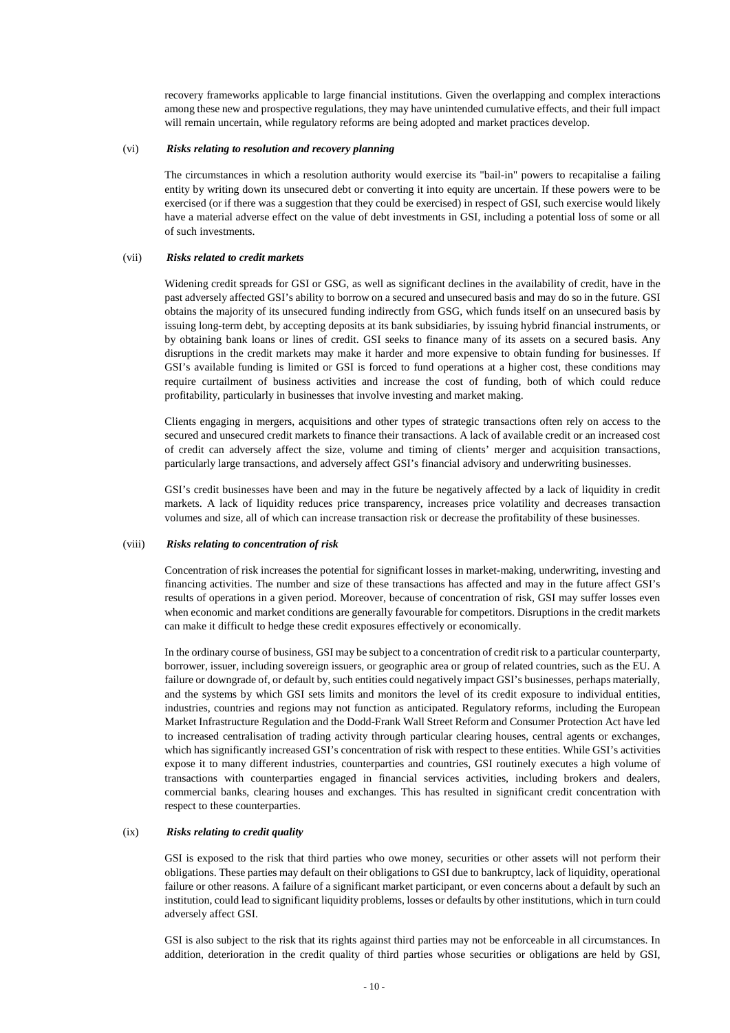recovery frameworks applicable to large financial institutions. Given the overlapping and complex interactions among these new and prospective regulations, they may have unintended cumulative effects, and their full impact will remain uncertain, while regulatory reforms are being adopted and market practices develop.

(vi) ***Risks relating to resolution and recovery planning***

The circumstances in which a resolution authority would exercise its "bail-in" powers to recapitalise a failing entity by writing down its unsecured debt or converting it into equity are uncertain. If these powers were to be exercised (or if there was a suggestion that they could be exercised) in respect of GSI, such exercise would likely have a material adverse effect on the value of debt investments in GSI, including a potential loss of some or all of such investments.

(vii) ***Risks related to credit markets***

Widening credit spreads for GSI or GSG, as well as significant declines in the availability of credit, have in the past adversely affected GSI's ability to borrow on a secured and unsecured basis and may do so in the future. GSI obtains the majority of its unsecured funding indirectly from GSG, which funds itself on an unsecured basis by issuing long-term debt, by accepting deposits at its bank subsidiaries, by issuing hybrid financial instruments, or by obtaining bank loans or lines of credit. GSI seeks to finance many of its assets on a secured basis. Any disruptions in the credit markets may make it harder and more expensive to obtain funding for businesses. If GSI's available funding is limited or GSI is forced to fund operations at a higher cost, these conditions may require curtailment of business activities and increase the cost of funding, both of which could reduce profitability, particularly in businesses that involve investing and market making.

Clients engaging in mergers, acquisitions and other types of strategic transactions often rely on access to the secured and unsecured credit markets to finance their transactions. A lack of available credit or an increased cost of credit can adversely affect the size, volume and timing of clients' merger and acquisition transactions, particularly large transactions, and adversely affect GSI's financial advisory and underwriting businesses.

GSI's credit businesses have been and may in the future be negatively affected by a lack of liquidity in credit markets. A lack of liquidity reduces price transparency, increases price volatility and decreases transaction volumes and size, all of which can increase transaction risk or decrease the profitability of these businesses.

(viii) ***Risks relating to concentration of risk***

Concentration of risk increases the potential for significant losses in market-making, underwriting, investing and financing activities. The number and size of these transactions has affected and may in the future affect GSI's results of operations in a given period. Moreover, because of concentration of risk, GSI may suffer losses even when economic and market conditions are generally favourable for competitors. Disruptions in the credit markets can make it difficult to hedge these credit exposures effectively or economically.

In the ordinary course of business, GSI may be subject to a concentration of credit risk to a particular counterparty, borrower, issuer, including sovereign issuers, or geographic area or group of related countries, such as the EU. A failure or downgrade of, or default by, such entities could negatively impact GSI's businesses, perhaps materially, and the systems by which GSI sets limits and monitors the level of its credit exposure to individual entities, industries, countries and regions may not function as anticipated. Regulatory reforms, including the European Market Infrastructure Regulation and the Dodd-Frank Wall Street Reform and Consumer Protection Act have led to increased centralisation of trading activity through particular clearing houses, central agents or exchanges, which has significantly increased GSI's concentration of risk with respect to these entities. While GSI's activities expose it to many different industries, counterparties and countries, GSI routinely executes a high volume of transactions with counterparties engaged in financial services activities, including brokers and dealers, commercial banks, clearing houses and exchanges. This has resulted in significant credit concentration with respect to these counterparties.

(ix) ***Risks relating to credit quality***

GSI is exposed to the risk that third parties who owe money, securities or other assets will not perform their obligations. These parties may default on their obligations to GSI due to bankruptcy, lack of liquidity, operational failure or other reasons. A failure of a significant market participant, or even concerns about a default by such an institution, could lead to significant liquidity problems, losses or defaults by other institutions, which in turn could adversely affect GSI.

GSI is also subject to the risk that its rights against third parties may not be enforceable in all circumstances. In addition, deterioration in the credit quality of third parties whose securities or obligations are held by GSI,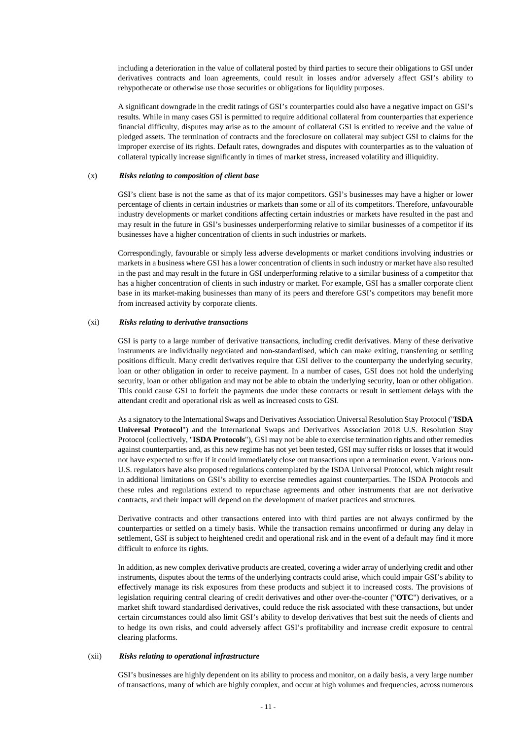including a deterioration in the value of collateral posted by third parties to secure their obligations to GSI under derivatives contracts and loan agreements, could result in losses and/or adversely affect GSI's ability to rehypothecate or otherwise use those securities or obligations for liquidity purposes.

A significant downgrade in the credit ratings of GSI's counterparties could also have a negative impact on GSI's results. While in many cases GSI is permitted to require additional collateral from counterparties that experience financial difficulty, disputes may arise as to the amount of collateral GSI is entitled to receive and the value of pledged assets. The termination of contracts and the foreclosure on collateral may subject GSI to claims for the improper exercise of its rights. Default rates, downgrades and disputes with counterparties as to the valuation of collateral typically increase significantly in times of market stress, increased volatility and illiquidity.

(x) ***Risks relating to composition of client base***

GSI's client base is not the same as that of its major competitors. GSI's businesses may have a higher or lower percentage of clients in certain industries or markets than some or all of its competitors. Therefore, unfavourable industry developments or market conditions affecting certain industries or markets have resulted in the past and may result in the future in GSI's businesses underperforming relative to similar businesses of a competitor if its businesses have a higher concentration of clients in such industries or markets.

Correspondingly, favourable or simply less adverse developments or market conditions involving industries or markets in a business where GSI has a lower concentration of clients in such industry or market have also resulted in the past and may result in the future in GSI underperforming relative to a similar business of a competitor that has a higher concentration of clients in such industry or market. For example, GSI has a smaller corporate client base in its market-making businesses than many of its peers and therefore GSI's competitors may benefit more from increased activity by corporate clients.

(xi) ***Risks relating to derivative transactions***

GSI is party to a large number of derivative transactions, including credit derivatives. Many of these derivative instruments are individually negotiated and non-standardised, which can make exiting, transferring or settling positions difficult. Many credit derivatives require that GSI deliver to the counterparty the underlying security, loan or other obligation in order to receive payment. In a number of cases, GSI does not hold the underlying security, loan or other obligation and may not be able to obtain the underlying security, loan or other obligation. This could cause GSI to forfeit the payments due under these contracts or result in settlement delays with the attendant credit and operational risk as well as increased costs to GSI.

As a signatory to the International Swaps and Derivatives Association Universal Resolution Stay Protocol ("**ISDA Universal Protocol**") and the International Swaps and Derivatives Association 2018 U.S. Resolution Stay Protocol (collectively, "**ISDA Protocols**"), GSI may not be able to exercise termination rights and other remedies against counterparties and, as this new regime has not yet been tested, GSI may suffer risks or losses that it would not have expected to suffer if it could immediately close out transactions upon a termination event. Various non-U.S. regulators have also proposed regulations contemplated by the ISDA Universal Protocol, which might result in additional limitations on GSI's ability to exercise remedies against counterparties. The ISDA Protocols and these rules and regulations extend to repurchase agreements and other instruments that are not derivative contracts, and their impact will depend on the development of market practices and structures.

Derivative contracts and other transactions entered into with third parties are not always confirmed by the counterparties or settled on a timely basis. While the transaction remains unconfirmed or during any delay in settlement, GSI is subject to heightened credit and operational risk and in the event of a default may find it more difficult to enforce its rights.

In addition, as new complex derivative products are created, covering a wider array of underlying credit and other instruments, disputes about the terms of the underlying contracts could arise, which could impair GSI's ability to effectively manage its risk exposures from these products and subject it to increased costs. The provisions of legislation requiring central clearing of credit derivatives and other over-the-counter ("**OTC**") derivatives, or a market shift toward standardised derivatives, could reduce the risk associated with these transactions, but under certain circumstances could also limit GSI's ability to develop derivatives that best suit the needs of clients and to hedge its own risks, and could adversely affect GSI's profitability and increase credit exposure to central clearing platforms.

(xii) ***Risks relating to operational infrastructure***

GSI's businesses are highly dependent on its ability to process and monitor, on a daily basis, a very large number of transactions, many of which are highly complex, and occur at high volumes and frequencies, across numerous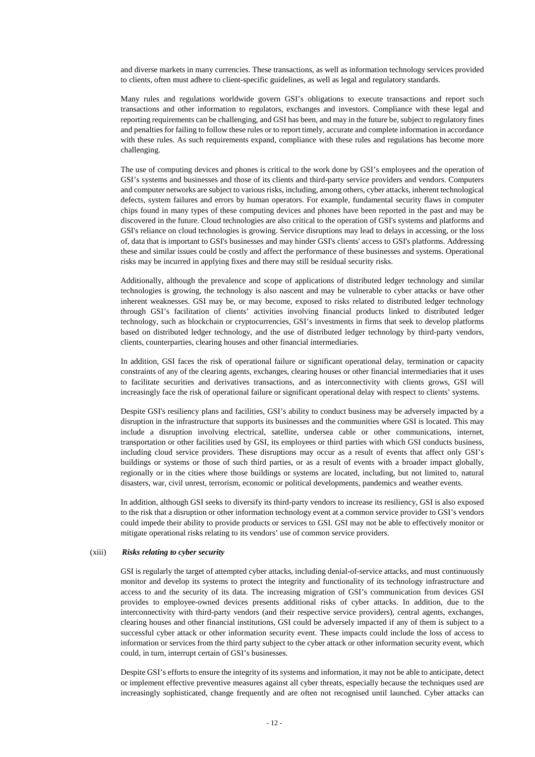and diverse markets in many currencies. These transactions, as well as information technology services provided to clients, often must adhere to client-specific guidelines, as well as legal and regulatory standards.

Many rules and regulations worldwide govern GSI's obligations to execute transactions and report such transactions and other information to regulators, exchanges and investors. Compliance with these legal and reporting requirements can be challenging, and GSI has been, and may in the future be, subject to regulatory fines and penalties for failing to follow these rules or to report timely, accurate and complete information in accordance with these rules. As such requirements expand, compliance with these rules and regulations has become more challenging.

The use of computing devices and phones is critical to the work done by GSI's employees and the operation of GSI's systems and businesses and those of its clients and third-party service providers and vendors. Computers and computer networks are subject to various risks, including, among others, cyber attacks, inherent technological defects, system failures and errors by human operators. For example, fundamental security flaws in computer chips found in many types of these computing devices and phones have been reported in the past and may be discovered in the future. Cloud technologies are also critical to the operation of GSI's systems and platforms and GSI's reliance on cloud technologies is growing. Service disruptions may lead to delays in accessing, or the loss of, data that is important to GSI's businesses and may hinder GSI's clients' access to GSI's platforms. Addressing these and similar issues could be costly and affect the performance of these businesses and systems. Operational risks may be incurred in applying fixes and there may still be residual security risks.

Additionally, although the prevalence and scope of applications of distributed ledger technology and similar technologies is growing, the technology is also nascent and may be vulnerable to cyber attacks or have other inherent weaknesses. GSI may be, or may become, exposed to risks related to distributed ledger technology through GSI's facilitation of clients' activities involving financial products linked to distributed ledger technology, such as blockchain or cryptocurrencies, GSI's investments in firms that seek to develop platforms based on distributed ledger technology, and the use of distributed ledger technology by third-party vendors, clients, counterparties, clearing houses and other financial intermediaries.

In addition, GSI faces the risk of operational failure or significant operational delay, termination or capacity constraints of any of the clearing agents, exchanges, clearing houses or other financial intermediaries that it uses to facilitate securities and derivatives transactions, and as interconnectivity with clients grows, GSI will increasingly face the risk of operational failure or significant operational delay with respect to clients' systems.

Despite GSI's resiliency plans and facilities, GSI's ability to conduct business may be adversely impacted by a disruption in the infrastructure that supports its businesses and the communities where GSI is located. This may include a disruption involving electrical, satellite, undersea cable or other communications, internet, transportation or other facilities used by GSI, its employees or third parties with which GSI conducts business, including cloud service providers. These disruptions may occur as a result of events that affect only GSI's buildings or systems or those of such third parties, or as a result of events with a broader impact globally, regionally or in the cities where those buildings or systems are located, including, but not limited to, natural disasters, war, civil unrest, terrorism, economic or political developments, pandemics and weather events.

In addition, although GSI seeks to diversify its third-party vendors to increase its resiliency, GSI is also exposed to the risk that a disruption or other information technology event at a common service provider to GSI's vendors could impede their ability to provide products or services to GSI. GSI may not be able to effectively monitor or mitigate operational risks relating to its vendors' use of common service providers.

(xiii) ***Risks relating to cyber security***

GSI is regularly the target of attempted cyber attacks, including denial-of-service attacks, and must continuously monitor and develop its systems to protect the integrity and functionality of its technology infrastructure and access to and the security of its data. The increasing migration of GSI's communication from devices GSI provides to employee-owned devices presents additional risks of cyber attacks. In addition, due to the interconnectivity with third-party vendors (and their respective service providers), central agents, exchanges, clearing houses and other financial institutions, GSI could be adversely impacted if any of them is subject to a successful cyber attack or other information security event. These impacts could include the loss of access to information or services from the third party subject to the cyber attack or other information security event, which could, in turn, interrupt certain of GSI's businesses.

Despite GSI's efforts to ensure the integrity of its systems and information, it may not be able to anticipate, detect or implement effective preventive measures against all cyber threats, especially because the techniques used are increasingly sophisticated, change frequently and are often not recognised until launched. Cyber attacks can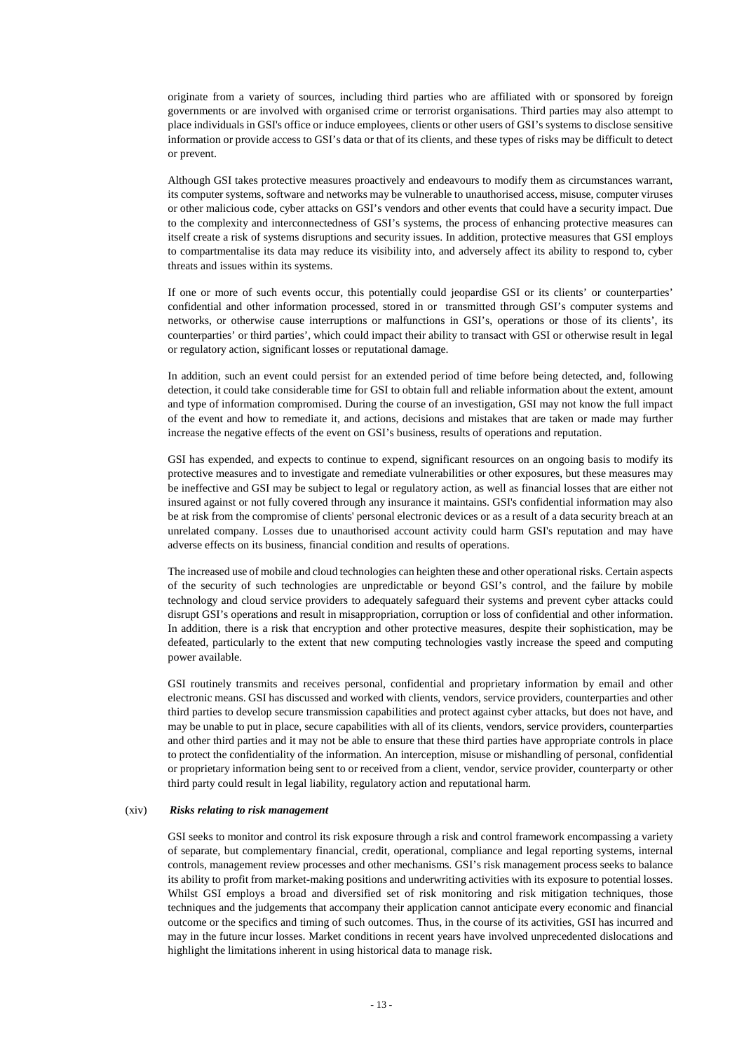originate from a variety of sources, including third parties who are affiliated with or sponsored by foreign governments or are involved with organised crime or terrorist organisations. Third parties may also attempt to place individuals in GSI's office or induce employees, clients or other users of GSI's systems to disclose sensitive information or provide access to GSI's data or that of its clients, and these types of risks may be difficult to detect or prevent.

Although GSI takes protective measures proactively and endeavours to modify them as circumstances warrant, its computer systems, software and networks may be vulnerable to unauthorised access, misuse, computer viruses or other malicious code, cyber attacks on GSI's vendors and other events that could have a security impact. Due to the complexity and interconnectedness of GSI's systems, the process of enhancing protective measures can itself create a risk of systems disruptions and security issues. In addition, protective measures that GSI employs to compartmentalise its data may reduce its visibility into, and adversely affect its ability to respond to, cyber threats and issues within its systems.

If one or more of such events occur, this potentially could jeopardise GSI or its clients' or counterparties' confidential and other information processed, stored in or transmitted through GSI's computer systems and networks, or otherwise cause interruptions or malfunctions in GSI's, operations or those of its clients', its counterparties' or third parties', which could impact their ability to transact with GSI or otherwise result in legal or regulatory action, significant losses or reputational damage.

In addition, such an event could persist for an extended period of time before being detected, and, following detection, it could take considerable time for GSI to obtain full and reliable information about the extent, amount and type of information compromised. During the course of an investigation, GSI may not know the full impact of the event and how to remediate it, and actions, decisions and mistakes that are taken or made may further increase the negative effects of the event on GSI's business, results of operations and reputation.

GSI has expended, and expects to continue to expend, significant resources on an ongoing basis to modify its protective measures and to investigate and remediate vulnerabilities or other exposures, but these measures may be ineffective and GSI may be subject to legal or regulatory action, as well as financial losses that are either not insured against or not fully covered through any insurance it maintains. GSI's confidential information may also be at risk from the compromise of clients' personal electronic devices or as a result of a data security breach at an unrelated company. Losses due to unauthorised account activity could harm GSI's reputation and may have adverse effects on its business, financial condition and results of operations.

The increased use of mobile and cloud technologies can heighten these and other operational risks. Certain aspects of the security of such technologies are unpredictable or beyond GSI's control, and the failure by mobile technology and cloud service providers to adequately safeguard their systems and prevent cyber attacks could disrupt GSI's operations and result in misappropriation, corruption or loss of confidential and other information. In addition, there is a risk that encryption and other protective measures, despite their sophistication, may be defeated, particularly to the extent that new computing technologies vastly increase the speed and computing power available.

GSI routinely transmits and receives personal, confidential and proprietary information by email and other electronic means. GSI has discussed and worked with clients, vendors, service providers, counterparties and other third parties to develop secure transmission capabilities and protect against cyber attacks, but does not have, and may be unable to put in place, secure capabilities with all of its clients, vendors, service providers, counterparties and other third parties and it may not be able to ensure that these third parties have appropriate controls in place to protect the confidentiality of the information. An interception, misuse or mishandling of personal, confidential or proprietary information being sent to or received from a client, vendor, service provider, counterparty or other third party could result in legal liability, regulatory action and reputational harm.

(xiv) ***Risks relating to risk management***

GSI seeks to monitor and control its risk exposure through a risk and control framework encompassing a variety of separate, but complementary financial, credit, operational, compliance and legal reporting systems, internal controls, management review processes and other mechanisms. GSI's risk management process seeks to balance its ability to profit from market-making positions and underwriting activities with its exposure to potential losses. Whilst GSI employs a broad and diversified set of risk monitoring and risk mitigation techniques, those techniques and the judgements that accompany their application cannot anticipate every economic and financial outcome or the specifics and timing of such outcomes. Thus, in the course of its activities, GSI has incurred and may in the future incur losses. Market conditions in recent years have involved unprecedented dislocations and highlight the limitations inherent in using historical data to manage risk.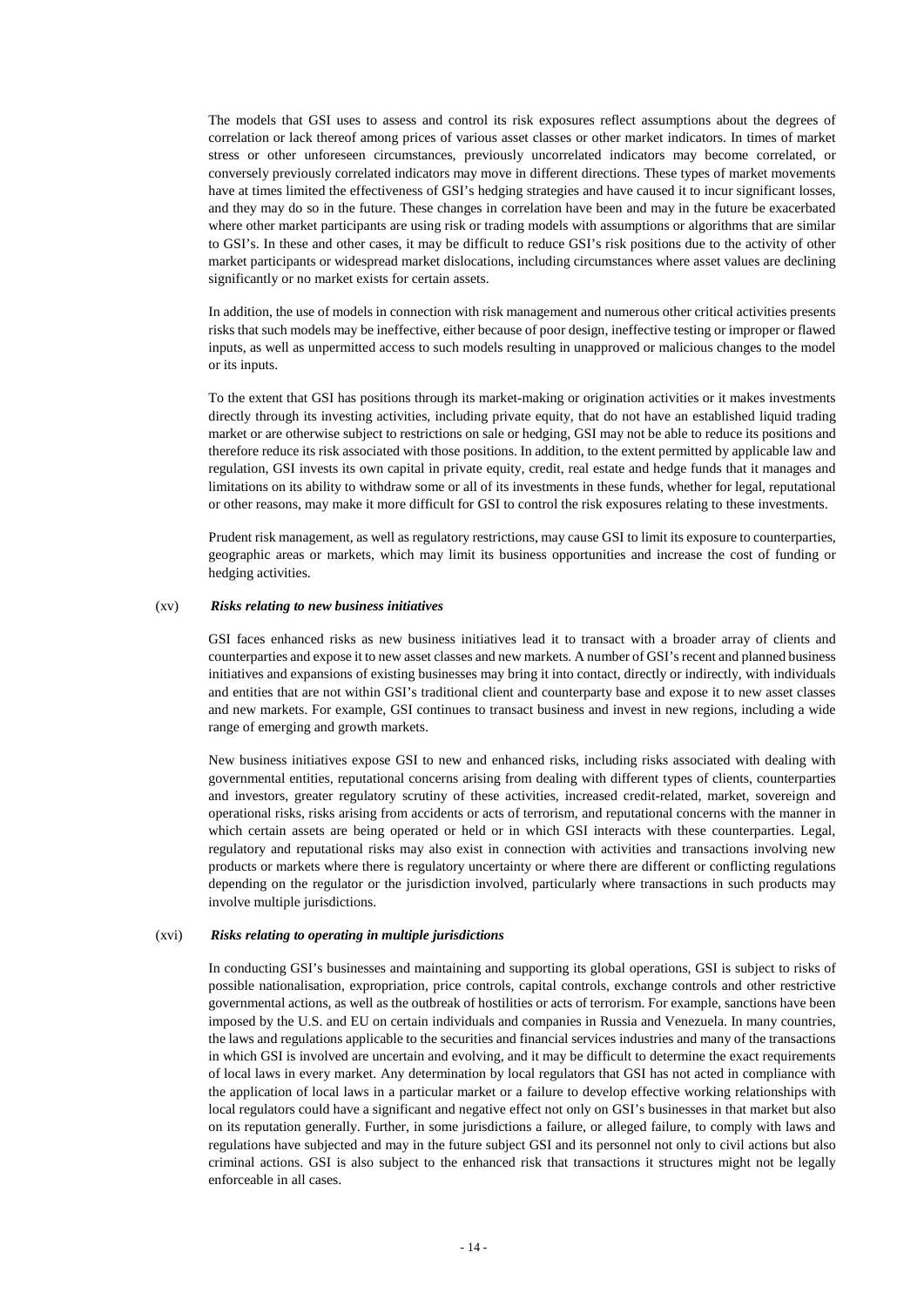The models that GSI uses to assess and control its risk exposures reflect assumptions about the degrees of correlation or lack thereof among prices of various asset classes or other market indicators. In times of market stress or other unforeseen circumstances, previously uncorrelated indicators may become correlated, or conversely previously correlated indicators may move in different directions. These types of market movements have at times limited the effectiveness of GSI's hedging strategies and have caused it to incur significant losses, and they may do so in the future. These changes in correlation have been and may in the future be exacerbated where other market participants are using risk or trading models with assumptions or algorithms that are similar to GSI's. In these and other cases, it may be difficult to reduce GSI's risk positions due to the activity of other market participants or widespread market dislocations, including circumstances where asset values are declining significantly or no market exists for certain assets.

In addition, the use of models in connection with risk management and numerous other critical activities presents risks that such models may be ineffective, either because of poor design, ineffective testing or improper or flawed inputs, as well as unpermitted access to such models resulting in unapproved or malicious changes to the model or its inputs.

To the extent that GSI has positions through its market-making or origination activities or it makes investments directly through its investing activities, including private equity, that do not have an established liquid trading market or are otherwise subject to restrictions on sale or hedging, GSI may not be able to reduce its positions and therefore reduce its risk associated with those positions. In addition, to the extent permitted by applicable law and regulation, GSI invests its own capital in private equity, credit, real estate and hedge funds that it manages and limitations on its ability to withdraw some or all of its investments in these funds, whether for legal, reputational or other reasons, may make it more difficult for GSI to control the risk exposures relating to these investments.

Prudent risk management, as well as regulatory restrictions, may cause GSI to limit its exposure to counterparties, geographic areas or markets, which may limit its business opportunities and increase the cost of funding or hedging activities.

(xv) ***Risks relating to new business initiatives***

GSI faces enhanced risks as new business initiatives lead it to transact with a broader array of clients and counterparties and expose it to new asset classes and new markets. A number of GSI's recent and planned business initiatives and expansions of existing businesses may bring it into contact, directly or indirectly, with individuals and entities that are not within GSI's traditional client and counterparty base and expose it to new asset classes and new markets. For example, GSI continues to transact business and invest in new regions, including a wide range of emerging and growth markets.

New business initiatives expose GSI to new and enhanced risks, including risks associated with dealing with governmental entities, reputational concerns arising from dealing with different types of clients, counterparties and investors, greater regulatory scrutiny of these activities, increased credit-related, market, sovereign and operational risks, risks arising from accidents or acts of terrorism, and reputational concerns with the manner in which certain assets are being operated or held or in which GSI interacts with these counterparties. Legal, regulatory and reputational risks may also exist in connection with activities and transactions involving new products or markets where there is regulatory uncertainty or where there are different or conflicting regulations depending on the regulator or the jurisdiction involved, particularly where transactions in such products may involve multiple jurisdictions.

(xvi) ***Risks relating to operating in multiple jurisdictions***

In conducting GSI's businesses and maintaining and supporting its global operations, GSI is subject to risks of possible nationalisation, expropriation, price controls, capital controls, exchange controls and other restrictive governmental actions, as well as the outbreak of hostilities or acts of terrorism. For example, sanctions have been imposed by the U.S. and EU on certain individuals and companies in Russia and Venezuela. In many countries, the laws and regulations applicable to the securities and financial services industries and many of the transactions in which GSI is involved are uncertain and evolving, and it may be difficult to determine the exact requirements of local laws in every market. Any determination by local regulators that GSI has not acted in compliance with the application of local laws in a particular market or a failure to develop effective working relationships with local regulators could have a significant and negative effect not only on GSI's businesses in that market but also on its reputation generally. Further, in some jurisdictions a failure, or alleged failure, to comply with laws and regulations have subjected and may in the future subject GSI and its personnel not only to civil actions but also criminal actions. GSI is also subject to the enhanced risk that transactions it structures might not be legally enforceable in all cases.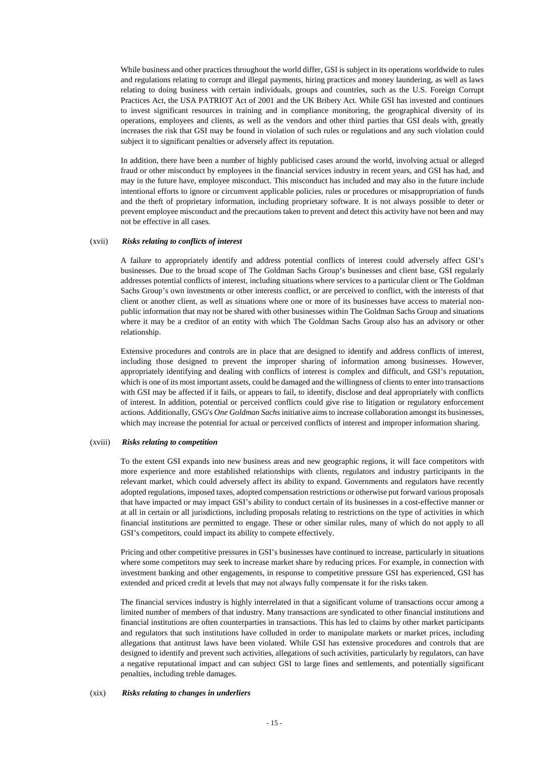While business and other practices throughout the world differ, GSI is subject in its operations worldwide to rules and regulations relating to corrupt and illegal payments, hiring practices and money laundering, as well as laws relating to doing business with certain individuals, groups and countries, such as the U.S. Foreign Corrupt Practices Act, the USA PATRIOT Act of 2001 and the UK Bribery Act. While GSI has invested and continues to invest significant resources in training and in compliance monitoring, the geographical diversity of its operations, employees and clients, as well as the vendors and other third parties that GSI deals with, greatly increases the risk that GSI may be found in violation of such rules or regulations and any such violation could subject it to significant penalties or adversely affect its reputation.

In addition, there have been a number of highly publicised cases around the world, involving actual or alleged fraud or other misconduct by employees in the financial services industry in recent years, and GSI has had, and may in the future have, employee misconduct. This misconduct has included and may also in the future include intentional efforts to ignore or circumvent applicable policies, rules or procedures or misappropriation of funds and the theft of proprietary information, including proprietary software. It is not always possible to deter or prevent employee misconduct and the precautions taken to prevent and detect this activity have not been and may not be effective in all cases.

(xvii) ***Risks relating to conflicts of interest***

A failure to appropriately identify and address potential conflicts of interest could adversely affect GSI's businesses. Due to the broad scope of The Goldman Sachs Group's businesses and client base, GSI regularly addresses potential conflicts of interest, including situations where services to a particular client or The Goldman Sachs Group's own investments or other interests conflict, or are perceived to conflict, with the interests of that client or another client, as well as situations where one or more of its businesses have access to material non-public information that may not be shared with other businesses within The Goldman Sachs Group and situations where it may be a creditor of an entity with which The Goldman Sachs Group also has an advisory or other relationship.

Extensive procedures and controls are in place that are designed to identify and address conflicts of interest, including those designed to prevent the improper sharing of information among businesses. However, appropriately identifying and dealing with conflicts of interest is complex and difficult, and GSI's reputation, which is one of its most important assets, could be damaged and the willingness of clients to enter into transactions with GSI may be affected if it fails, or appears to fail, to identify, disclose and deal appropriately with conflicts of interest. In addition, potential or perceived conflicts could give rise to litigation or regulatory enforcement actions. Additionally, GSG's *One Goldman Sachs* initiative aims to increase collaboration amongst its businesses, which may increase the potential for actual or perceived conflicts of interest and improper information sharing.

(xviii) ***Risks relating to competition***

To the extent GSI expands into new business areas and new geographic regions, it will face competitors with more experience and more established relationships with clients, regulators and industry participants in the relevant market, which could adversely affect its ability to expand. Governments and regulators have recently adopted regulations, imposed taxes, adopted compensation restrictions or otherwise put forward various proposals that have impacted or may impact GSI's ability to conduct certain of its businesses in a cost-effective manner or at all in certain or all jurisdictions, including proposals relating to restrictions on the type of activities in which financial institutions are permitted to engage. These or other similar rules, many of which do not apply to all GSI's competitors, could impact its ability to compete effectively.

Pricing and other competitive pressures in GSI's businesses have continued to increase, particularly in situations where some competitors may seek to increase market share by reducing prices. For example, in connection with investment banking and other engagements, in response to competitive pressure GSI has experienced, GSI has extended and priced credit at levels that may not always fully compensate it for the risks taken.

The financial services industry is highly interrelated in that a significant volume of transactions occur among a limited number of members of that industry. Many transactions are syndicated to other financial institutions and financial institutions are often counterparties in transactions. This has led to claims by other market participants and regulators that such institutions have colluded in order to manipulate markets or market prices, including allegations that antitrust laws have been violated. While GSI has extensive procedures and controls that are designed to identify and prevent such activities, allegations of such activities, particularly by regulators, can have a negative reputational impact and can subject GSI to large fines and settlements, and potentially significant penalties, including treble damages.

(xix) ***Risks relating to changes in underliers***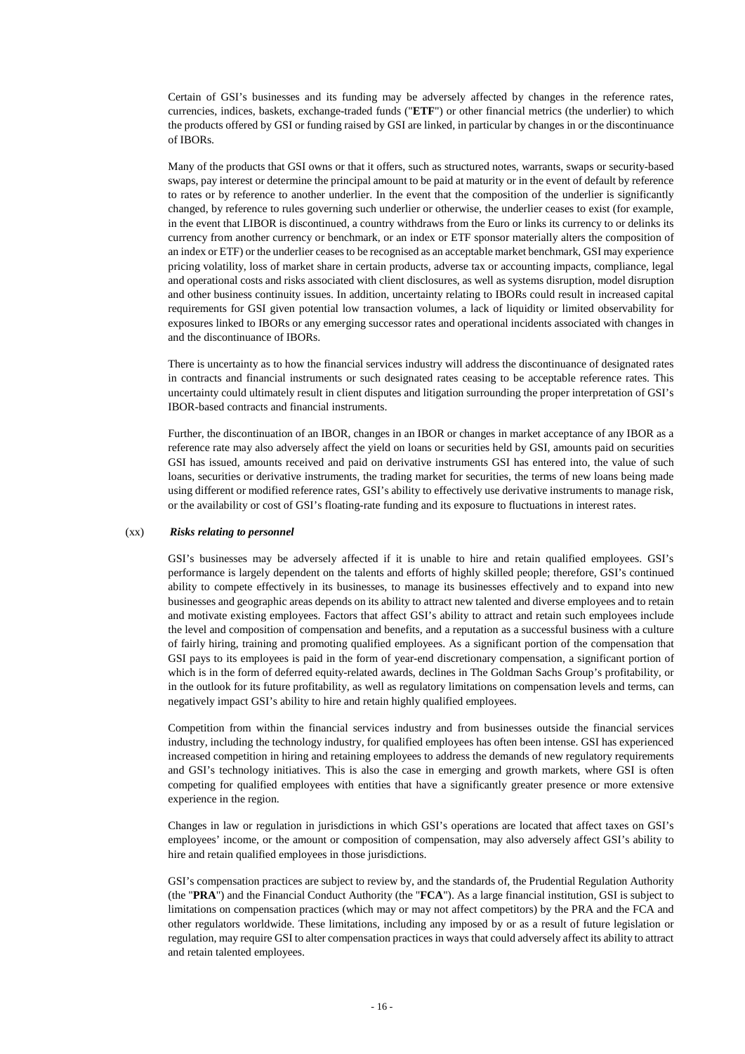Certain of GSI's businesses and its funding may be adversely affected by changes in the reference rates, currencies, indices, baskets, exchange-traded funds ("**ETF**") or other financial metrics (the underlier) to which the products offered by GSI or funding raised by GSI are linked, in particular by changes in or the discontinuance of IBORs.

Many of the products that GSI owns or that it offers, such as structured notes, warrants, swaps or security-based swaps, pay interest or determine the principal amount to be paid at maturity or in the event of default by reference to rates or by reference to another underlier. In the event that the composition of the underlier is significantly changed, by reference to rules governing such underlier or otherwise, the underlier ceases to exist (for example, in the event that LIBOR is discontinued, a country withdraws from the Euro or links its currency to or delinks its currency from another currency or benchmark, or an index or ETF sponsor materially alters the composition of an index or ETF) or the underlier ceases to be recognised as an acceptable market benchmark, GSI may experience pricing volatility, loss of market share in certain products, adverse tax or accounting impacts, compliance, legal and operational costs and risks associated with client disclosures, as well as systems disruption, model disruption and other business continuity issues. In addition, uncertainty relating to IBORs could result in increased capital requirements for GSI given potential low transaction volumes, a lack of liquidity or limited observability for exposures linked to IBORs or any emerging successor rates and operational incidents associated with changes in and the discontinuance of IBORs.

There is uncertainty as to how the financial services industry will address the discontinuance of designated rates in contracts and financial instruments or such designated rates ceasing to be acceptable reference rates. This uncertainty could ultimately result in client disputes and litigation surrounding the proper interpretation of GSI's IBOR-based contracts and financial instruments.

Further, the discontinuation of an IBOR, changes in an IBOR or changes in market acceptance of any IBOR as a reference rate may also adversely affect the yield on loans or securities held by GSI, amounts paid on securities GSI has issued, amounts received and paid on derivative instruments GSI has entered into, the value of such loans, securities or derivative instruments, the trading market for securities, the terms of new loans being made using different or modified reference rates, GSI's ability to effectively use derivative instruments to manage risk, or the availability or cost of GSI's floating-rate funding and its exposure to fluctuations in interest rates.

(xx) ***Risks relating to personnel***

GSI's businesses may be adversely affected if it is unable to hire and retain qualified employees. GSI's performance is largely dependent on the talents and efforts of highly skilled people; therefore, GSI's continued ability to compete effectively in its businesses, to manage its businesses effectively and to expand into new businesses and geographic areas depends on its ability to attract new talented and diverse employees and to retain and motivate existing employees. Factors that affect GSI's ability to attract and retain such employees include the level and composition of compensation and benefits, and a reputation as a successful business with a culture of fairly hiring, training and promoting qualified employees. As a significant portion of the compensation that GSI pays to its employees is paid in the form of year-end discretionary compensation, a significant portion of which is in the form of deferred equity-related awards, declines in The Goldman Sachs Group's profitability, or in the outlook for its future profitability, as well as regulatory limitations on compensation levels and terms, can negatively impact GSI's ability to hire and retain highly qualified employees.

Competition from within the financial services industry and from businesses outside the financial services industry, including the technology industry, for qualified employees has often been intense. GSI has experienced increased competition in hiring and retaining employees to address the demands of new regulatory requirements and GSI's technology initiatives. This is also the case in emerging and growth markets, where GSI is often competing for qualified employees with entities that have a significantly greater presence or more extensive experience in the region.

Changes in law or regulation in jurisdictions in which GSI's operations are located that affect taxes on GSI's employees' income, or the amount or composition of compensation, may also adversely affect GSI's ability to hire and retain qualified employees in those jurisdictions.

GSI's compensation practices are subject to review by, and the standards of, the Prudential Regulation Authority (the "**PRA**") and the Financial Conduct Authority (the "**FCA**"). As a large financial institution, GSI is subject to limitations on compensation practices (which may or may not affect competitors) by the PRA and the FCA and other regulators worldwide. These limitations, including any imposed by or as a result of future legislation or regulation, may require GSI to alter compensation practices in ways that could adversely affect its ability to attract and retain talented employees.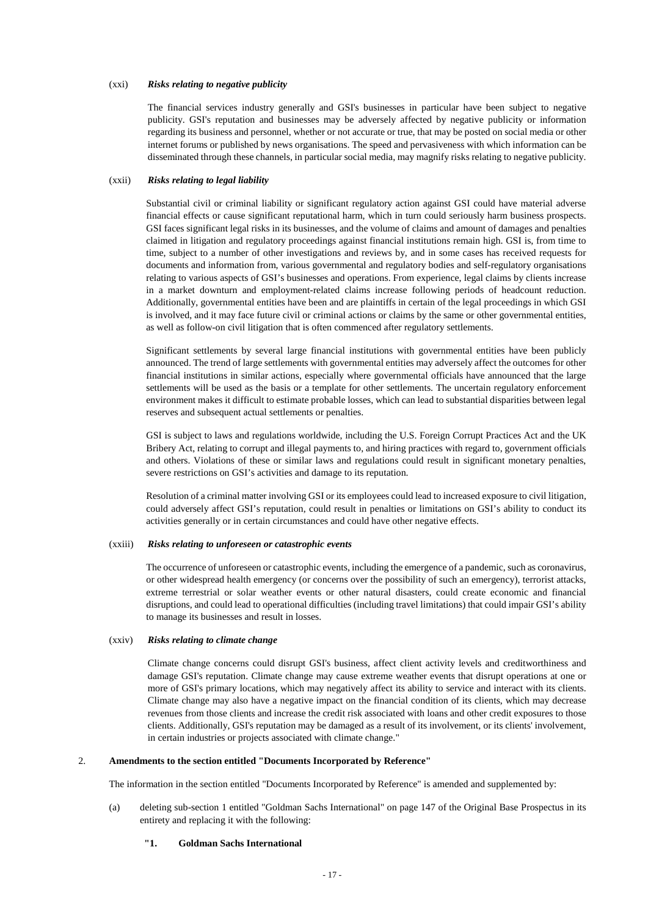(xxi) ***Risks relating to negative publicity***

The financial services industry generally and GSI's businesses in particular have been subject to negative publicity. GSI's reputation and businesses may be adversely affected by negative publicity or information regarding its business and personnel, whether or not accurate or true, that may be posted on social media or other internet forums or published by news organisations. The speed and pervasiveness with which information can be disseminated through these channels, in particular social media, may magnify risks relating to negative publicity.

(xxii) ***Risks relating to legal liability***

Substantial civil or criminal liability or significant regulatory action against GSI could have material adverse financial effects or cause significant reputational harm, which in turn could seriously harm business prospects. GSI faces significant legal risks in its businesses, and the volume of claims and amount of damages and penalties claimed in litigation and regulatory proceedings against financial institutions remain high. GSI is, from time to time, subject to a number of other investigations and reviews by, and in some cases has received requests for documents and information from, various governmental and regulatory bodies and self-regulatory organisations relating to various aspects of GSI's businesses and operations. From experience, legal claims by clients increase in a market downturn and employment-related claims increase following periods of headcount reduction. Additionally, governmental entities have been and are plaintiffs in certain of the legal proceedings in which GSI is involved, and it may face future civil or criminal actions or claims by the same or other governmental entities, as well as follow-on civil litigation that is often commenced after regulatory settlements.

Significant settlements by several large financial institutions with governmental entities have been publicly announced. The trend of large settlements with governmental entities may adversely affect the outcomes for other financial institutions in similar actions, especially where governmental officials have announced that the large settlements will be used as the basis or a template for other settlements. The uncertain regulatory enforcement environment makes it difficult to estimate probable losses, which can lead to substantial disparities between legal reserves and subsequent actual settlements or penalties.

GSI is subject to laws and regulations worldwide, including the U.S. Foreign Corrupt Practices Act and the UK Bribery Act, relating to corrupt and illegal payments to, and hiring practices with regard to, government officials and others. Violations of these or similar laws and regulations could result in significant monetary penalties, severe restrictions on GSI's activities and damage to its reputation.

Resolution of a criminal matter involving GSI or its employees could lead to increased exposure to civil litigation, could adversely affect GSI's reputation, could result in penalties or limitations on GSI's ability to conduct its activities generally or in certain circumstances and could have other negative effects.

(xxiii) ***Risks relating to unforeseen or catastrophic events***

The occurrence of unforeseen or catastrophic events, including the emergence of a pandemic, such as coronavirus, or other widespread health emergency (or concerns over the possibility of such an emergency), terrorist attacks, extreme terrestrial or solar weather events or other natural disasters, could create economic and financial disruptions, and could lead to operational difficulties (including travel limitations) that could impair GSI's ability to manage its businesses and result in losses.

(xxiv) ***Risks relating to climate change***

Climate change concerns could disrupt GSI's business, affect client activity levels and creditworthiness and damage GSI's reputation. Climate change may cause extreme weather events that disrupt operations at one or more of GSI's primary locations, which may negatively affect its ability to service and interact with its clients. Climate change may also have a negative impact on the financial condition of its clients, which may decrease revenues from those clients and increase the credit risk associated with loans and other credit exposures to those clients. Additionally, GSI's reputation may be damaged as a result of its involvement, or its clients' involvement, in certain industries or projects associated with climate change."

2. **Amendments to the section entitled "Documents Incorporated by Reference"**

The information in the section entitled "Documents Incorporated by Reference" is amended and supplemented by:

(a) deleting sub-section 1 entitled "Goldman Sachs International" on page 147 of the Original Base Prospectus in its entirety and replacing it with the following:

**"1. Goldman Sachs International**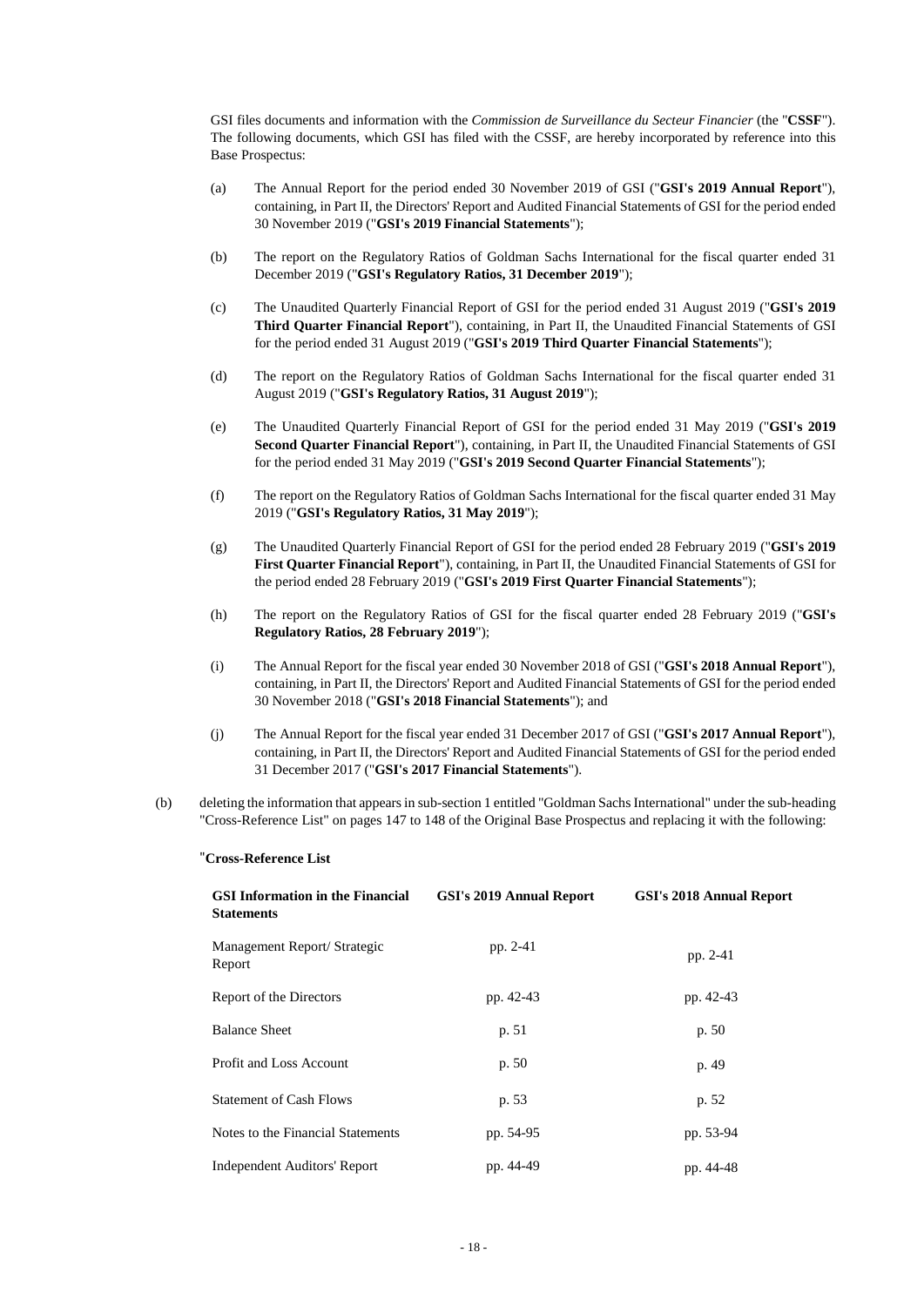GSI files documents and information with the *Commission de Surveillance du Secteur Financier* (the "**CSSF**"). The following documents, which GSI has filed with the CSSF, are hereby incorporated by reference into this Base Prospectus:

(a) The Annual Report for the period ended 30 November 2019 of GSI ("**GSI's 2019 Annual Report**"), containing, in Part II, the Directors' Report and Audited Financial Statements of GSI for the period ended 30 November 2019 ("**GSI's 2019 Financial Statements**");

(b) The report on the Regulatory Ratios of Goldman Sachs International for the fiscal quarter ended 31 December 2019 ("**GSI's Regulatory Ratios, 31 December 2019**");

(c) The Unaudited Quarterly Financial Report of GSI for the period ended 31 August 2019 ("**GSI's 2019 Third Quarter Financial Report**"), containing, in Part II, the Unaudited Financial Statements of GSI for the period ended 31 August 2019 ("**GSI's 2019 Third Quarter Financial Statements**");

(d) The report on the Regulatory Ratios of Goldman Sachs International for the fiscal quarter ended 31 August 2019 ("**GSI's Regulatory Ratios, 31 August 2019**");

(e) The Unaudited Quarterly Financial Report of GSI for the period ended 31 May 2019 ("**GSI's 2019 Second Quarter Financial Report**"), containing, in Part II, the Unaudited Financial Statements of GSI for the period ended 31 May 2019 ("**GSI's 2019 Second Quarter Financial Statements**");

(f) The report on the Regulatory Ratios of Goldman Sachs International for the fiscal quarter ended 31 May 2019 ("**GSI's Regulatory Ratios, 31 May 2019**");

(g) The Unaudited Quarterly Financial Report of GSI for the period ended 28 February 2019 ("**GSI's 2019 First Quarter Financial Report**"), containing, in Part II, the Unaudited Financial Statements of GSI for the period ended 28 February 2019 ("**GSI's 2019 First Quarter Financial Statements**");

(h) The report on the Regulatory Ratios of GSI for the fiscal quarter ended 28 February 2019 ("**GSI's Regulatory Ratios, 28 February 2019**");

(i) The Annual Report for the fiscal year ended 30 November 2018 of GSI ("**GSI's 2018 Annual Report**"), containing, in Part II, the Directors' Report and Audited Financial Statements of GSI for the period ended 30 November 2018 ("**GSI's 2018 Financial Statements**"); and

(j) The Annual Report for the fiscal year ended 31 December 2017 of GSI ("**GSI's 2017 Annual Report**"), containing, in Part II, the Directors' Report and Audited Financial Statements of GSI for the period ended 31 December 2017 ("**GSI's 2017 Financial Statements**").

(b) deleting the information that appears in sub-section 1 entitled "Goldman Sachs International" under the sub-heading "Cross-Reference List" on pages 147 to 148 of the Original Base Prospectus and replacing it with the following:

"**Cross-Reference List**

| **GSI Information in the Financial Statements** | **GSI's 2019 Annual Report** | **GSI's 2018 Annual Report** |
|---|---|---|
| Management Report/ Strategic Report | pp. 2-41 | pp. 2-41 |
| Report of the Directors | pp. 42-43 | pp. 42-43 |
| Balance Sheet | p. 51 | p. 50 |
| Profit and Loss Account | p. 50 | p. 49 |
| Statement of Cash Flows | p. 53 | p. 52 |
| Notes to the Financial Statements | pp. 54-95 | pp. 53-94 |
| Independent Auditors' Report | pp. 44-49 | pp. 44-48 |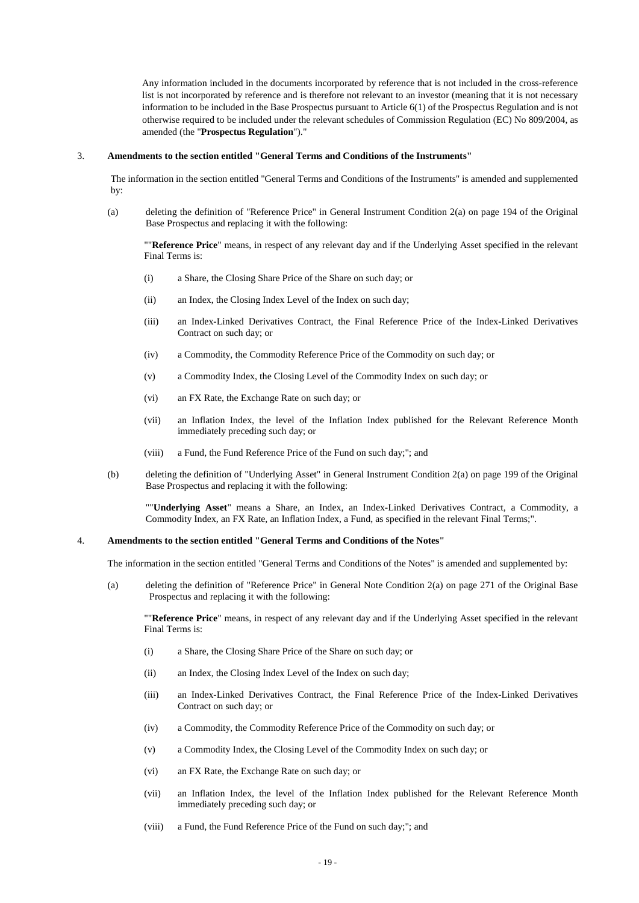Any information included in the documents incorporated by reference that is not included in the cross-reference list is not incorporated by reference and is therefore not relevant to an investor (meaning that it is not necessary information to be included in the Base Prospectus pursuant to Article 6(1) of the Prospectus Regulation and is not otherwise required to be included under the relevant schedules of Commission Regulation (EC) No 809/2004, as amended (the "**Prospectus Regulation**")."

3. **Amendments to the section entitled "General Terms and Conditions of the Instruments"**

The information in the section entitled "General Terms and Conditions of the Instruments" is amended and supplemented by:

(a) deleting the definition of "Reference Price" in General Instrument Condition 2(a) on page 194 of the Original Base Prospectus and replacing it with the following:

""**Reference Price**" means, in respect of any relevant day and if the Underlying Asset specified in the relevant Final Terms is:

(i) a Share, the Closing Share Price of the Share on such day; or

(ii) an Index, the Closing Index Level of the Index on such day;

(iii) an Index-Linked Derivatives Contract, the Final Reference Price of the Index-Linked Derivatives Contract on such day; or

(iv) a Commodity, the Commodity Reference Price of the Commodity on such day; or

(v) a Commodity Index, the Closing Level of the Commodity Index on such day; or

(vi) an FX Rate, the Exchange Rate on such day; or

(vii) an Inflation Index, the level of the Inflation Index published for the Relevant Reference Month immediately preceding such day; or

(viii) a Fund, the Fund Reference Price of the Fund on such day;"; and

(b) deleting the definition of "Underlying Asset" in General Instrument Condition 2(a) on page 199 of the Original Base Prospectus and replacing it with the following:

""**Underlying Asset**" means a Share, an Index, an Index-Linked Derivatives Contract, a Commodity, a Commodity Index, an FX Rate, an Inflation Index, a Fund, as specified in the relevant Final Terms;".

4. **Amendments to the section entitled "General Terms and Conditions of the Notes"**

The information in the section entitled "General Terms and Conditions of the Notes" is amended and supplemented by:

(a) deleting the definition of "Reference Price" in General Note Condition 2(a) on page 271 of the Original Base Prospectus and replacing it with the following:

""**Reference Price**" means, in respect of any relevant day and if the Underlying Asset specified in the relevant Final Terms is:

(i) a Share, the Closing Share Price of the Share on such day; or

(ii) an Index, the Closing Index Level of the Index on such day;

(iii) an Index-Linked Derivatives Contract, the Final Reference Price of the Index-Linked Derivatives Contract on such day; or

(iv) a Commodity, the Commodity Reference Price of the Commodity on such day; or

(v) a Commodity Index, the Closing Level of the Commodity Index on such day; or

(vi) an FX Rate, the Exchange Rate on such day; or

(vii) an Inflation Index, the level of the Inflation Index published for the Relevant Reference Month immediately preceding such day; or

(viii) a Fund, the Fund Reference Price of the Fund on such day;"; and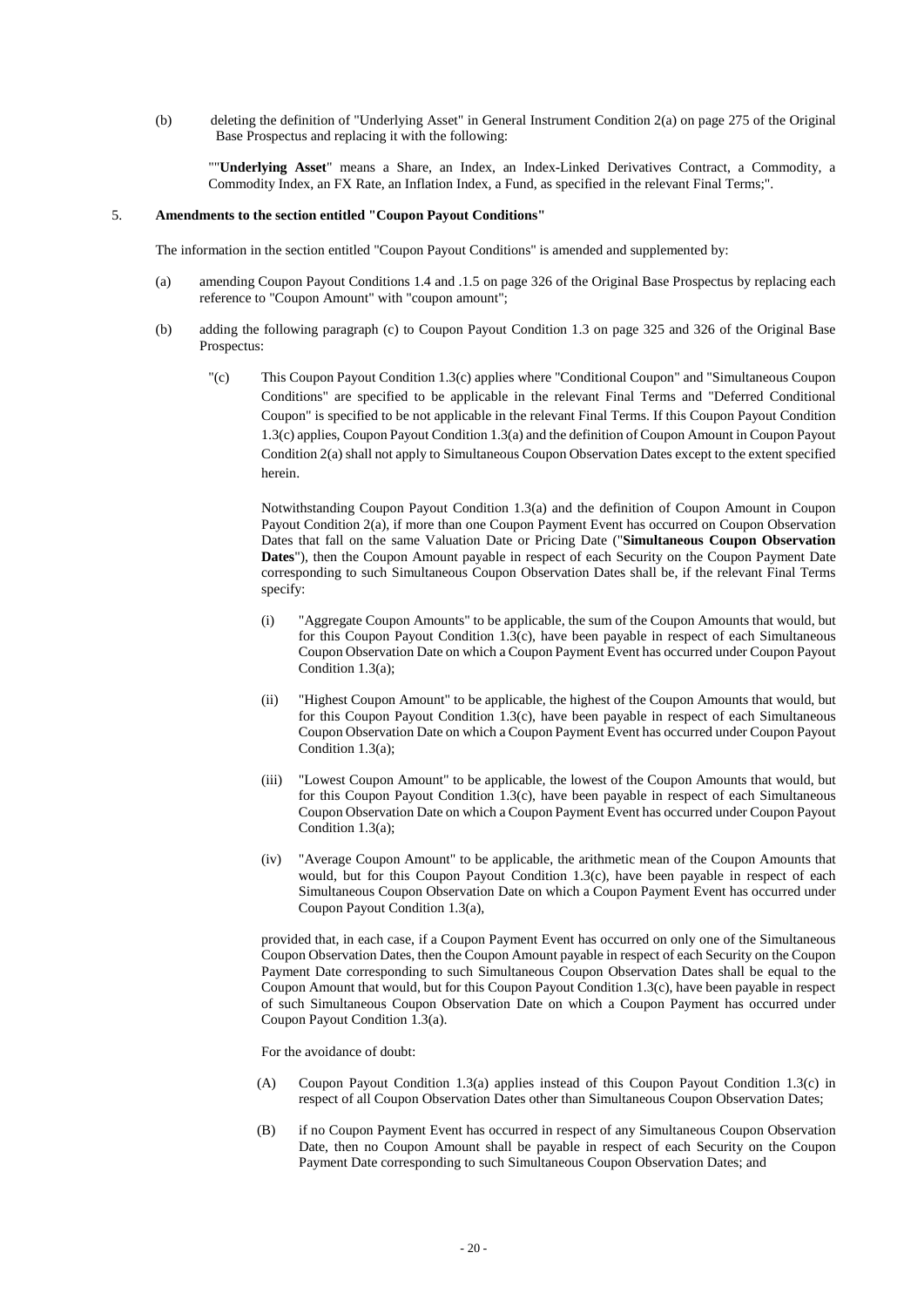(b) deleting the definition of "Underlying Asset" in General Instrument Condition 2(a) on page 275 of the Original Base Prospectus and replacing it with the following:

""**Underlying Asset**" means a Share, an Index, an Index-Linked Derivatives Contract, a Commodity, a Commodity Index, an FX Rate, an Inflation Index, a Fund, as specified in the relevant Final Terms;".

5. **Amendments to the section entitled "Coupon Payout Conditions"**

The information in the section entitled "Coupon Payout Conditions" is amended and supplemented by:

(a) amending Coupon Payout Conditions 1.4 and .1.5 on page 326 of the Original Base Prospectus by replacing each reference to "Coupon Amount" with "coupon amount";

(b) adding the following paragraph (c) to Coupon Payout Condition 1.3 on page 325 and 326 of the Original Base Prospectus:

"(c) This Coupon Payout Condition 1.3(c) applies where "Conditional Coupon" and "Simultaneous Coupon Conditions" are specified to be applicable in the relevant Final Terms and "Deferred Conditional Coupon" is specified to be not applicable in the relevant Final Terms. If this Coupon Payout Condition 1.3(c) applies, Coupon Payout Condition 1.3(a) and the definition of Coupon Amount in Coupon Payout Condition 2(a) shall not apply to Simultaneous Coupon Observation Dates except to the extent specified herein.

Notwithstanding Coupon Payout Condition 1.3(a) and the definition of Coupon Amount in Coupon Payout Condition 2(a), if more than one Coupon Payment Event has occurred on Coupon Observation Dates that fall on the same Valuation Date or Pricing Date ("**Simultaneous Coupon Observation Dates**"), then the Coupon Amount payable in respect of each Security on the Coupon Payment Date corresponding to such Simultaneous Coupon Observation Dates shall be, if the relevant Final Terms specify:

(i) "Aggregate Coupon Amounts" to be applicable, the sum of the Coupon Amounts that would, but for this Coupon Payout Condition 1.3(c), have been payable in respect of each Simultaneous Coupon Observation Date on which a Coupon Payment Event has occurred under Coupon Payout Condition 1.3(a);

(ii) "Highest Coupon Amount" to be applicable, the highest of the Coupon Amounts that would, but for this Coupon Payout Condition 1.3(c), have been payable in respect of each Simultaneous Coupon Observation Date on which a Coupon Payment Event has occurred under Coupon Payout Condition 1.3(a);

(iii) "Lowest Coupon Amount" to be applicable, the lowest of the Coupon Amounts that would, but for this Coupon Payout Condition 1.3(c), have been payable in respect of each Simultaneous Coupon Observation Date on which a Coupon Payment Event has occurred under Coupon Payout Condition 1.3(a);

(iv) "Average Coupon Amount" to be applicable, the arithmetic mean of the Coupon Amounts that would, but for this Coupon Payout Condition 1.3(c), have been payable in respect of each Simultaneous Coupon Observation Date on which a Coupon Payment Event has occurred under Coupon Payout Condition 1.3(a),

provided that, in each case, if a Coupon Payment Event has occurred on only one of the Simultaneous Coupon Observation Dates, then the Coupon Amount payable in respect of each Security on the Coupon Payment Date corresponding to such Simultaneous Coupon Observation Dates shall be equal to the Coupon Amount that would, but for this Coupon Payout Condition 1.3(c), have been payable in respect of such Simultaneous Coupon Observation Date on which a Coupon Payment has occurred under Coupon Payout Condition 1.3(a).

For the avoidance of doubt:

(A) Coupon Payout Condition 1.3(a) applies instead of this Coupon Payout Condition 1.3(c) in respect of all Coupon Observation Dates other than Simultaneous Coupon Observation Dates;

(B) if no Coupon Payment Event has occurred in respect of any Simultaneous Coupon Observation Date, then no Coupon Amount shall be payable in respect of each Security on the Coupon Payment Date corresponding to such Simultaneous Coupon Observation Dates; and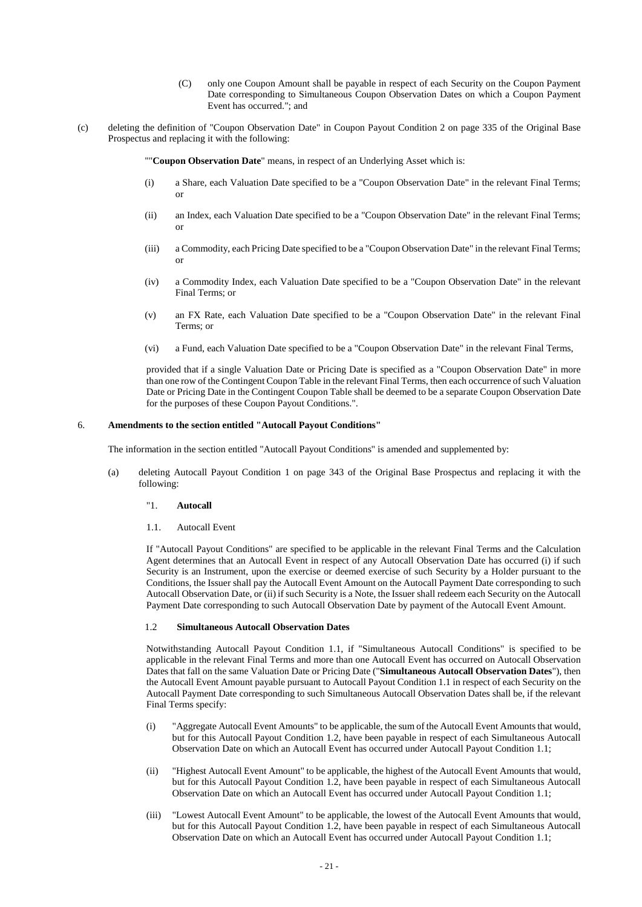(C) only one Coupon Amount shall be payable in respect of each Security on the Coupon Payment Date corresponding to Simultaneous Coupon Observation Dates on which a Coupon Payment Event has occurred."; and

(c) deleting the definition of "Coupon Observation Date" in Coupon Payout Condition 2 on page 335 of the Original Base Prospectus and replacing it with the following:

""**Coupon Observation Date**" means, in respect of an Underlying Asset which is:

(i) a Share, each Valuation Date specified to be a "Coupon Observation Date" in the relevant Final Terms; or

(ii) an Index, each Valuation Date specified to be a "Coupon Observation Date" in the relevant Final Terms; or

(iii) a Commodity, each Pricing Date specified to be a "Coupon Observation Date" in the relevant Final Terms; or

(iv) a Commodity Index, each Valuation Date specified to be a "Coupon Observation Date" in the relevant Final Terms; or

(v) an FX Rate, each Valuation Date specified to be a "Coupon Observation Date" in the relevant Final Terms; or

(vi) a Fund, each Valuation Date specified to be a "Coupon Observation Date" in the relevant Final Terms,

provided that if a single Valuation Date or Pricing Date is specified as a "Coupon Observation Date" in more than one row of the Contingent Coupon Table in the relevant Final Terms, then each occurrence of such Valuation Date or Pricing Date in the Contingent Coupon Table shall be deemed to be a separate Coupon Observation Date for the purposes of these Coupon Payout Conditions.".

## 6. Amendments to the section entitled "Autocall Payout Conditions"

The information in the section entitled "Autocall Payout Conditions" is amended and supplemented by:

(a) deleting Autocall Payout Condition 1 on page 343 of the Original Base Prospectus and replacing it with the following:

"1. **Autocall**

1.1. Autocall Event

If "Autocall Payout Conditions" are specified to be applicable in the relevant Final Terms and the Calculation Agent determines that an Autocall Event in respect of any Autocall Observation Date has occurred (i) if such Security is an Instrument, upon the exercise or deemed exercise of such Security by a Holder pursuant to the Conditions, the Issuer shall pay the Autocall Event Amount on the Autocall Payment Date corresponding to such Autocall Observation Date, or (ii) if such Security is a Note, the Issuer shall redeem each Security on the Autocall Payment Date corresponding to such Autocall Observation Date by payment of the Autocall Event Amount.

1.2 **Simultaneous Autocall Observation Dates**

Notwithstanding Autocall Payout Condition 1.1, if "Simultaneous Autocall Conditions" is specified to be applicable in the relevant Final Terms and more than one Autocall Event has occurred on Autocall Observation Dates that fall on the same Valuation Date or Pricing Date ("**Simultaneous Autocall Observation Dates**"), then the Autocall Event Amount payable pursuant to Autocall Payout Condition 1.1 in respect of each Security on the Autocall Payment Date corresponding to such Simultaneous Autocall Observation Dates shall be, if the relevant Final Terms specify:

(i) "Aggregate Autocall Event Amounts" to be applicable, the sum of the Autocall Event Amounts that would, but for this Autocall Payout Condition 1.2, have been payable in respect of each Simultaneous Autocall Observation Date on which an Autocall Event has occurred under Autocall Payout Condition 1.1;

(ii) "Highest Autocall Event Amount" to be applicable, the highest of the Autocall Event Amounts that would, but for this Autocall Payout Condition 1.2, have been payable in respect of each Simultaneous Autocall Observation Date on which an Autocall Event has occurred under Autocall Payout Condition 1.1;

(iii) "Lowest Autocall Event Amount" to be applicable, the lowest of the Autocall Event Amounts that would, but for this Autocall Payout Condition 1.2, have been payable in respect of each Simultaneous Autocall Observation Date on which an Autocall Event has occurred under Autocall Payout Condition 1.1;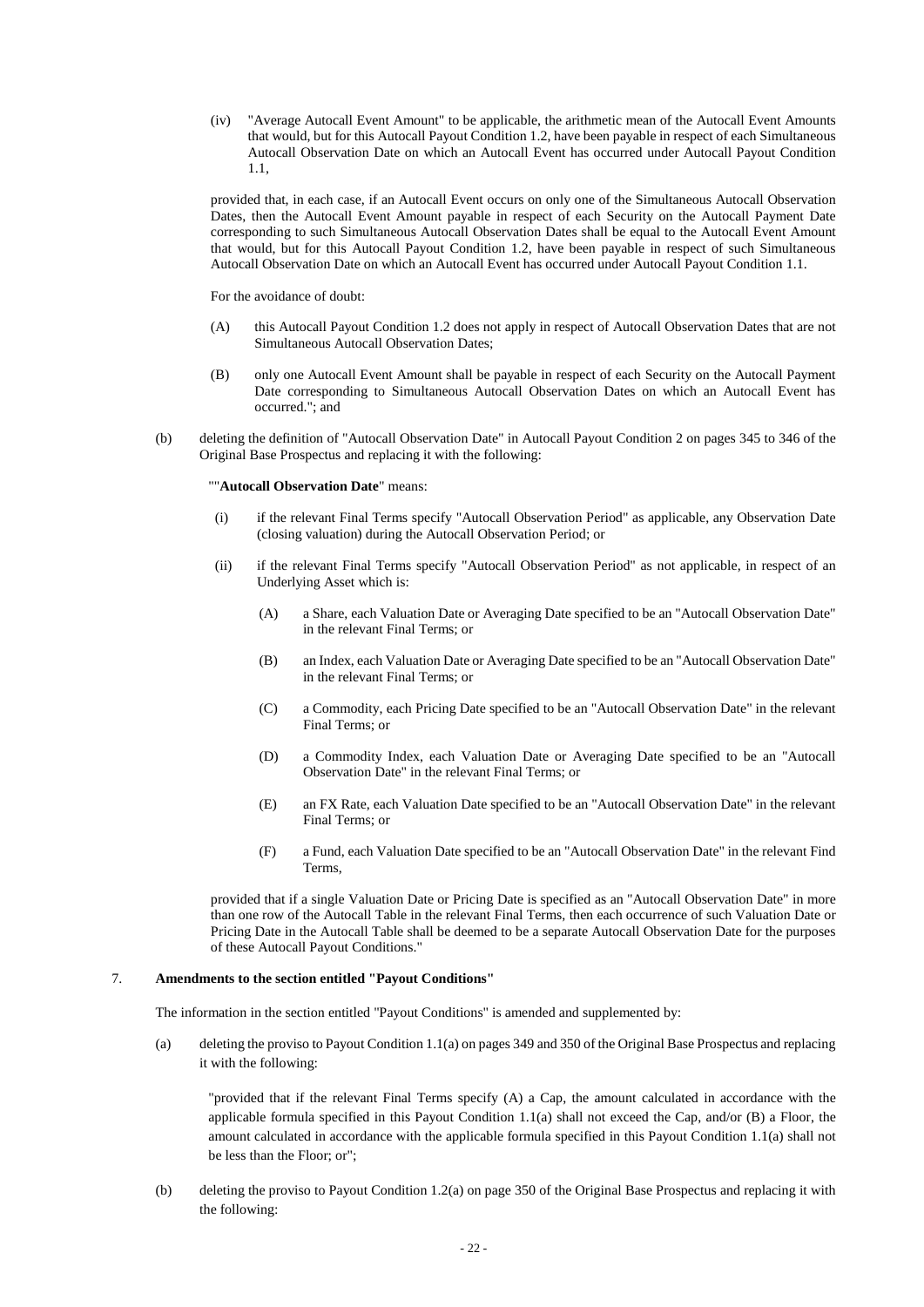(iv) "Average Autocall Event Amount" to be applicable, the arithmetic mean of the Autocall Event Amounts that would, but for this Autocall Payout Condition 1.2, have been payable in respect of each Simultaneous Autocall Observation Date on which an Autocall Event has occurred under Autocall Payout Condition 1.1,

provided that, in each case, if an Autocall Event occurs on only one of the Simultaneous Autocall Observation Dates, then the Autocall Event Amount payable in respect of each Security on the Autocall Payment Date corresponding to such Simultaneous Autocall Observation Dates shall be equal to the Autocall Event Amount that would, but for this Autocall Payout Condition 1.2, have been payable in respect of such Simultaneous Autocall Observation Date on which an Autocall Event has occurred under Autocall Payout Condition 1.1.

For the avoidance of doubt:

(A) this Autocall Payout Condition 1.2 does not apply in respect of Autocall Observation Dates that are not Simultaneous Autocall Observation Dates;

(B) only one Autocall Event Amount shall be payable in respect of each Security on the Autocall Payment Date corresponding to Simultaneous Autocall Observation Dates on which an Autocall Event has occurred."; and

(b) deleting the definition of "Autocall Observation Date" in Autocall Payout Condition 2 on pages 345 to 346 of the Original Base Prospectus and replacing it with the following:

""**Autocall Observation Date**" means:

(i) if the relevant Final Terms specify "Autocall Observation Period" as applicable, any Observation Date (closing valuation) during the Autocall Observation Period; or

(ii) if the relevant Final Terms specify "Autocall Observation Period" as not applicable, in respect of an Underlying Asset which is:

(A) a Share, each Valuation Date or Averaging Date specified to be an "Autocall Observation Date" in the relevant Final Terms; or

(B) an Index, each Valuation Date or Averaging Date specified to be an "Autocall Observation Date" in the relevant Final Terms; or

(C) a Commodity, each Pricing Date specified to be an "Autocall Observation Date" in the relevant Final Terms; or

(D) a Commodity Index, each Valuation Date or Averaging Date specified to be an "Autocall Observation Date" in the relevant Final Terms; or

(E) an FX Rate, each Valuation Date specified to be an "Autocall Observation Date" in the relevant Final Terms; or

(F) a Fund, each Valuation Date specified to be an "Autocall Observation Date" in the relevant Find Terms,

provided that if a single Valuation Date or Pricing Date is specified as an "Autocall Observation Date" in more than one row of the Autocall Table in the relevant Final Terms, then each occurrence of such Valuation Date or Pricing Date in the Autocall Table shall be deemed to be a separate Autocall Observation Date for the purposes of these Autocall Payout Conditions."

## 7. Amendments to the section entitled "Payout Conditions"

The information in the section entitled "Payout Conditions" is amended and supplemented by:

(a) deleting the proviso to Payout Condition 1.1(a) on pages 349 and 350 of the Original Base Prospectus and replacing it with the following:

"provided that if the relevant Final Terms specify (A) a Cap, the amount calculated in accordance with the applicable formula specified in this Payout Condition 1.1(a) shall not exceed the Cap, and/or (B) a Floor, the amount calculated in accordance with the applicable formula specified in this Payout Condition 1.1(a) shall not be less than the Floor; or";

(b) deleting the proviso to Payout Condition 1.2(a) on page 350 of the Original Base Prospectus and replacing it with the following: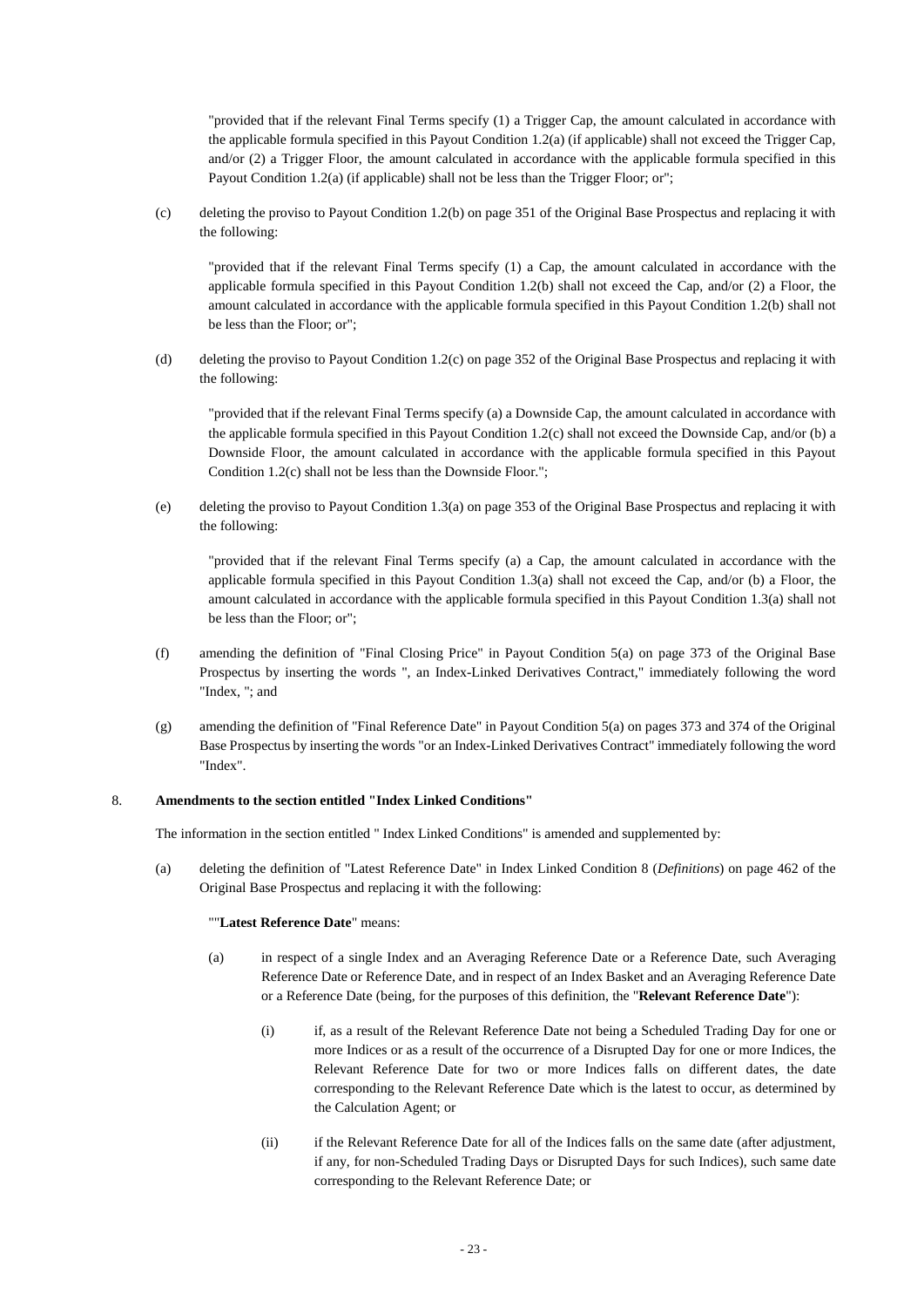"provided that if the relevant Final Terms specify (1) a Trigger Cap, the amount calculated in accordance with the applicable formula specified in this Payout Condition 1.2(a) (if applicable) shall not exceed the Trigger Cap, and/or (2) a Trigger Floor, the amount calculated in accordance with the applicable formula specified in this Payout Condition 1.2(a) (if applicable) shall not be less than the Trigger Floor; or";

(c) deleting the proviso to Payout Condition 1.2(b) on page 351 of the Original Base Prospectus and replacing it with the following:

"provided that if the relevant Final Terms specify (1) a Cap, the amount calculated in accordance with the applicable formula specified in this Payout Condition 1.2(b) shall not exceed the Cap, and/or (2) a Floor, the amount calculated in accordance with the applicable formula specified in this Payout Condition 1.2(b) shall not be less than the Floor; or";

(d) deleting the proviso to Payout Condition 1.2(c) on page 352 of the Original Base Prospectus and replacing it with the following:

"provided that if the relevant Final Terms specify (a) a Downside Cap, the amount calculated in accordance with the applicable formula specified in this Payout Condition 1.2(c) shall not exceed the Downside Cap, and/or (b) a Downside Floor, the amount calculated in accordance with the applicable formula specified in this Payout Condition 1.2(c) shall not be less than the Downside Floor.";

(e) deleting the proviso to Payout Condition 1.3(a) on page 353 of the Original Base Prospectus and replacing it with the following:

"provided that if the relevant Final Terms specify (a) a Cap, the amount calculated in accordance with the applicable formula specified in this Payout Condition 1.3(a) shall not exceed the Cap, and/or (b) a Floor, the amount calculated in accordance with the applicable formula specified in this Payout Condition 1.3(a) shall not be less than the Floor; or";

(f) amending the definition of "Final Closing Price" in Payout Condition 5(a) on page 373 of the Original Base Prospectus by inserting the words ", an Index-Linked Derivatives Contract," immediately following the word "Index, "; and

(g) amending the definition of "Final Reference Date" in Payout Condition 5(a) on pages 373 and 374 of the Original Base Prospectus by inserting the words "or an Index-Linked Derivatives Contract" immediately following the word "Index".

## 8. Amendments to the section entitled "Index Linked Conditions"

The information in the section entitled " Index Linked Conditions" is amended and supplemented by:

(a) deleting the definition of "Latest Reference Date" in Index Linked Condition 8 (*Definitions*) on page 462 of the Original Base Prospectus and replacing it with the following:

""**Latest Reference Date**" means:

(a) in respect of a single Index and an Averaging Reference Date or a Reference Date, such Averaging Reference Date or Reference Date, and in respect of an Index Basket and an Averaging Reference Date or a Reference Date (being, for the purposes of this definition, the "**Relevant Reference Date**"):

(i) if, as a result of the Relevant Reference Date not being a Scheduled Trading Day for one or more Indices or as a result of the occurrence of a Disrupted Day for one or more Indices, the Relevant Reference Date for two or more Indices falls on different dates, the date corresponding to the Relevant Reference Date which is the latest to occur, as determined by the Calculation Agent; or

(ii) if the Relevant Reference Date for all of the Indices falls on the same date (after adjustment, if any, for non-Scheduled Trading Days or Disrupted Days for such Indices), such same date corresponding to the Relevant Reference Date; or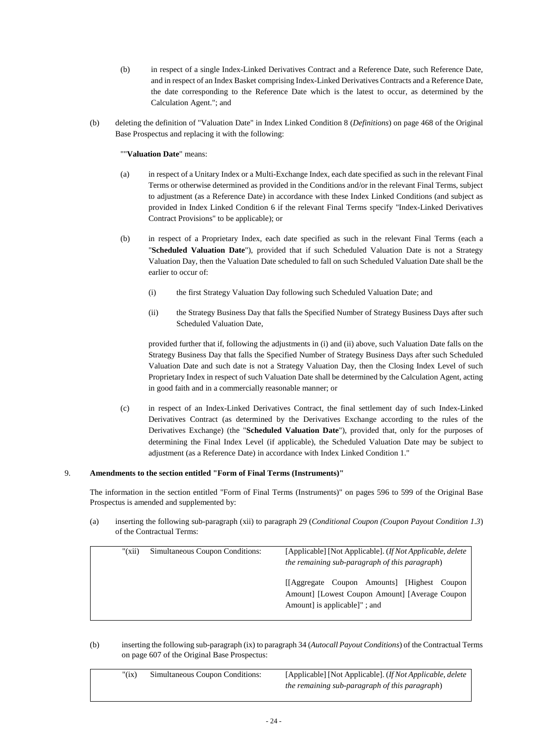(b) in respect of a single Index-Linked Derivatives Contract and a Reference Date, such Reference Date, and in respect of an Index Basket comprising Index-Linked Derivatives Contracts and a Reference Date, the date corresponding to the Reference Date which is the latest to occur, as determined by the Calculation Agent."; and

(b) deleting the definition of "Valuation Date" in Index Linked Condition 8 (*Definitions*) on page 468 of the Original Base Prospectus and replacing it with the following:

""**Valuation Date**" means:

(a) in respect of a Unitary Index or a Multi-Exchange Index, each date specified as such in the relevant Final Terms or otherwise determined as provided in the Conditions and/or in the relevant Final Terms, subject to adjustment (as a Reference Date) in accordance with these Index Linked Conditions (and subject as provided in Index Linked Condition 6 if the relevant Final Terms specify "Index-Linked Derivatives Contract Provisions" to be applicable); or

(b) in respect of a Proprietary Index, each date specified as such in the relevant Final Terms (each a "**Scheduled Valuation Date**"), provided that if such Scheduled Valuation Date is not a Strategy Valuation Day, then the Valuation Date scheduled to fall on such Scheduled Valuation Date shall be the earlier to occur of:

(i) the first Strategy Valuation Day following such Scheduled Valuation Date; and

(ii) the Strategy Business Day that falls the Specified Number of Strategy Business Days after such Scheduled Valuation Date,

provided further that if, following the adjustments in (i) and (ii) above, such Valuation Date falls on the Strategy Business Day that falls the Specified Number of Strategy Business Days after such Scheduled Valuation Date and such date is not a Strategy Valuation Day, then the Closing Index Level of such Proprietary Index in respect of such Valuation Date shall be determined by the Calculation Agent, acting in good faith and in a commercially reasonable manner; or

(c) in respect of an Index-Linked Derivatives Contract, the final settlement day of such Index-Linked Derivatives Contract (as determined by the Derivatives Exchange according to the rules of the Derivatives Exchange) (the "**Scheduled Valuation Date**"), provided that, only for the purposes of determining the Final Index Level (if applicable), the Scheduled Valuation Date may be subject to adjustment (as a Reference Date) in accordance with Index Linked Condition 1."

## 9. Amendments to the section entitled "Form of Final Terms (Instruments)"

The information in the section entitled "Form of Final Terms (Instruments)" on pages 596 to 599 of the Original Base Prospectus is amended and supplemented by:

(a) inserting the following sub-paragraph (xii) to paragraph 29 (*Conditional Coupon (Coupon Payout Condition 1.3*) of the Contractual Terms:

| | | |
|---|---|---|
| "(xii) | Simultaneous Coupon Conditions: | [Applicable] [Not Applicable]. (*If Not Applicable, delete the remaining sub-paragraph of this paragraph*)<br><br>[[Aggregate Coupon Amounts] [Highest Coupon Amount] [Lowest Coupon Amount] [Average Coupon Amount] is applicable]" ; and |

(b) inserting the following sub-paragraph (ix) to paragraph 34 (*Autocall Payout Conditions*) of the Contractual Terms on page 607 of the Original Base Prospectus:

| | | |
|---|---|---|
| "(ix) | Simultaneous Coupon Conditions: | [Applicable] [Not Applicable]. (*If Not Applicable, delete the remaining sub-paragraph of this paragraph*) |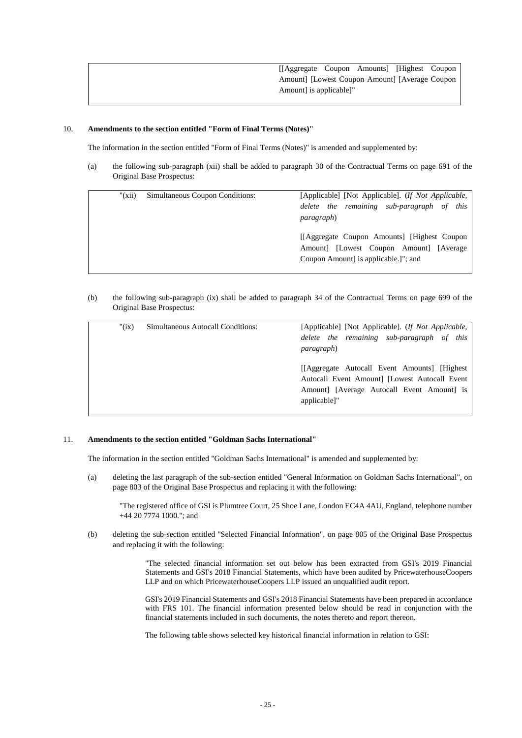| | [[Aggregate Coupon Amounts] [Highest Coupon Amount] [Lowest Coupon Amount] [Average Coupon Amount] is applicable]" |
|---|---|

10. **Amendments to the section entitled "Form of Final Terms (Notes)"**

The information in the section entitled "Form of Final Terms (Notes)" is amended and supplemented by:

(a) the following sub-paragraph (xii) shall be added to paragraph 30 of the Contractual Terms on page 691 of the Original Base Prospectus:

| "(xii) Simultaneous Coupon Conditions: | [Applicable] [Not Applicable]. (*If Not Applicable, delete the remaining sub-paragraph of this paragraph*) |
|---|---|
| | [[Aggregate Coupon Amounts] [Highest Coupon Amount] [Lowest Coupon Amount] [Average Coupon Amount] is applicable.]"; and |

(b) the following sub-paragraph (ix) shall be added to paragraph 34 of the Contractual Terms on page 699 of the Original Base Prospectus:

| "(ix) Simultaneous Autocall Conditions: | [Applicable] [Not Applicable]. (*If Not Applicable, delete the remaining sub-paragraph of this paragraph*) |
|---|---|
| | [[Aggregate Autocall Event Amounts] [Highest Autocall Event Amount] [Lowest Autocall Event Amount] [Average Autocall Event Amount] is applicable]" |

11. **Amendments to the section entitled "Goldman Sachs International"**

The information in the section entitled "Goldman Sachs International" is amended and supplemented by:

(a) deleting the last paragraph of the sub-section entitled "General Information on Goldman Sachs International", on page 803 of the Original Base Prospectus and replacing it with the following:

"The registered office of GSI is Plumtree Court, 25 Shoe Lane, London EC4A 4AU, England, telephone number +44 20 7774 1000."; and

(b) deleting the sub-section entitled "Selected Financial Information", on page 805 of the Original Base Prospectus and replacing it with the following:

"The selected financial information set out below has been extracted from GSI's 2019 Financial Statements and GSI's 2018 Financial Statements, which have been audited by PricewaterhouseCoopers LLP and on which PricewaterhouseCoopers LLP issued an unqualified audit report.

GSI's 2019 Financial Statements and GSI's 2018 Financial Statements have been prepared in accordance with FRS 101. The financial information presented below should be read in conjunction with the financial statements included in such documents, the notes thereto and report thereon.

The following table shows selected key historical financial information in relation to GSI: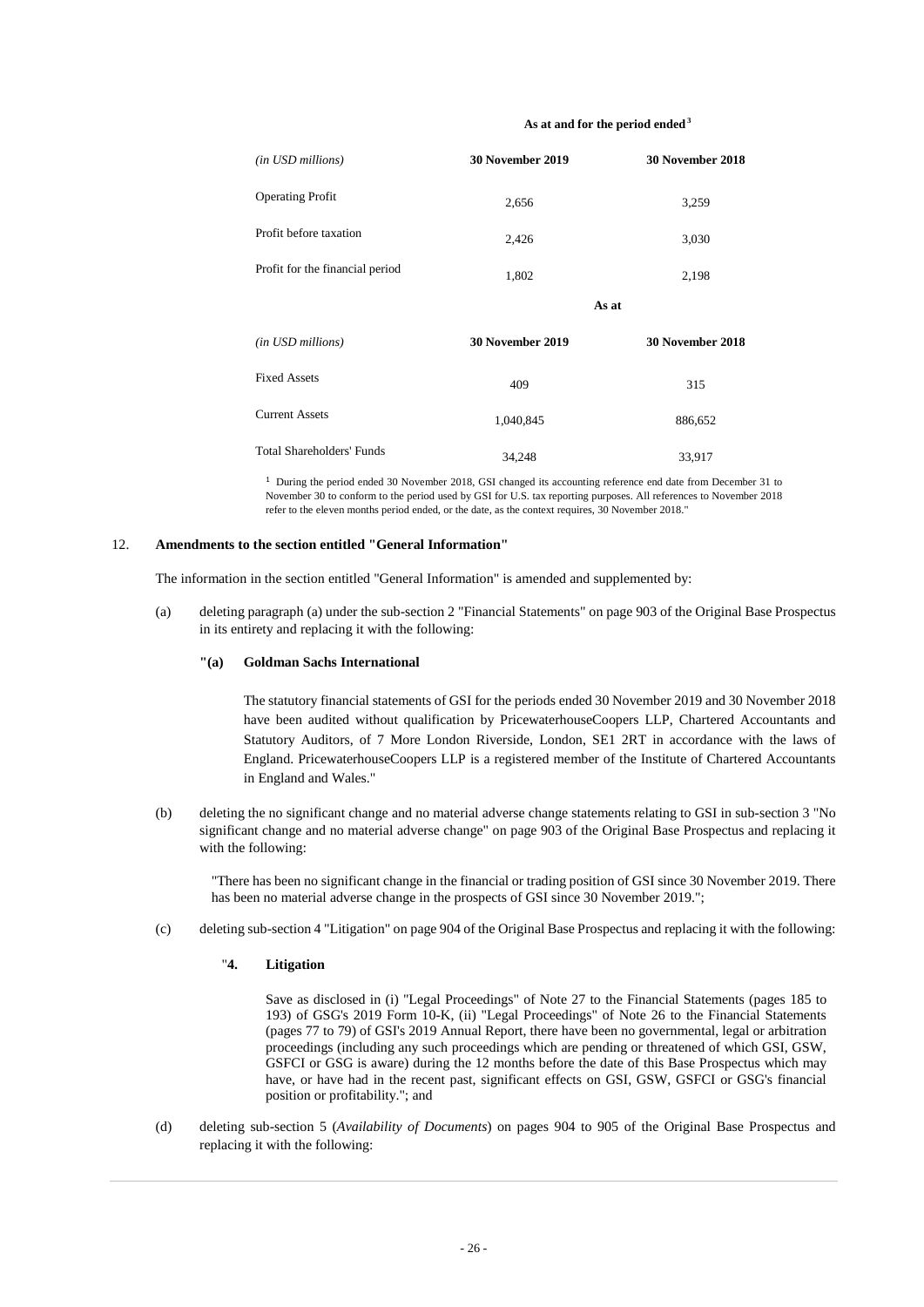| | As at and for the period ended[1] | |
|---|---|---|
| *(in USD millions)* | **30 November 2019** | **30 November 2018** |
| Operating Profit | 2,656 | 3,259 |
| Profit before taxation | 2,426 | 3,030 |
| Profit for the financial period | 1,802 | 2,198 |
| | **As at** | |
| *(in USD millions)* | **30 November 2019** | **30 November 2018** |
| Fixed Assets | 409 | 315 |
| Current Assets | 1,040,845 | 886,652 |
| Total Shareholders' Funds | 34,248 | 33,917 |

[1] During the period ended 30 November 2018, GSI changed its accounting reference end date from December 31 to November 30 to conform to the period used by GSI for U.S. tax reporting purposes. All references to November 2018 refer to the eleven months period ended, or the date, as the context requires, 30 November 2018."

12. **Amendments to the section entitled "General Information"**

The information in the section entitled "General Information" is amended and supplemented by:

(a) deleting paragraph (a) under the sub-section 2 "Financial Statements" on page 903 of the Original Base Prospectus in its entirety and replacing it with the following:

**"(a) Goldman Sachs International**

The statutory financial statements of GSI for the periods ended 30 November 2019 and 30 November 2018 have been audited without qualification by PricewaterhouseCoopers LLP, Chartered Accountants and Statutory Auditors, of 7 More London Riverside, London, SE1 2RT in accordance with the laws of England. PricewaterhouseCoopers LLP is a registered member of the Institute of Chartered Accountants in England and Wales."

(b) deleting the no significant change and no material adverse change statements relating to GSI in sub-section 3 "No significant change and no material adverse change" on page 903 of the Original Base Prospectus and replacing it with the following:

"There has been no significant change in the financial or trading position of GSI since 30 November 2019. There has been no material adverse change in the prospects of GSI since 30 November 2019.";

(c) deleting sub-section 4 "Litigation" on page 904 of the Original Base Prospectus and replacing it with the following:

"**4. Litigation**

Save as disclosed in (i) "Legal Proceedings" of Note 27 to the Financial Statements (pages 185 to 193) of GSG's 2019 Form 10-K, (ii) "Legal Proceedings" of Note 26 to the Financial Statements (pages 77 to 79) of GSI's 2019 Annual Report, there have been no governmental, legal or arbitration proceedings (including any such proceedings which are pending or threatened of which GSI, GSW, GSFCI or GSG is aware) during the 12 months before the date of this Base Prospectus which may have, or have had in the recent past, significant effects on GSI, GSW, GSFCI or GSG's financial position or profitability."; and

(d) deleting sub-section 5 (*Availability of Documents*) on pages 904 to 905 of the Original Base Prospectus and replacing it with the following: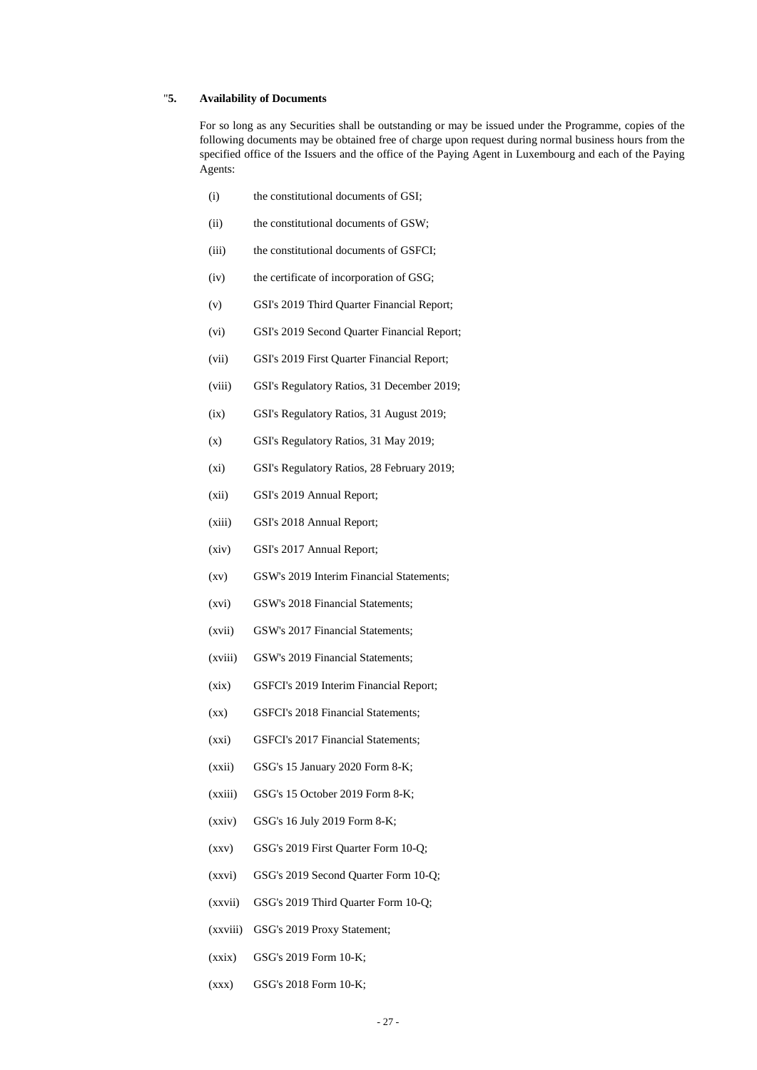"**5. Availability of Documents**

For so long as any Securities shall be outstanding or may be issued under the Programme, copies of the following documents may be obtained free of charge upon request during normal business hours from the specified office of the Issuers and the office of the Paying Agent in Luxembourg and each of the Paying Agents:

(i) the constitutional documents of GSI;

(ii) the constitutional documents of GSW;

(iii) the constitutional documents of GSFCI;

(iv) the certificate of incorporation of GSG;

(v) GSI's 2019 Third Quarter Financial Report;

(vi) GSI's 2019 Second Quarter Financial Report;

(vii) GSI's 2019 First Quarter Financial Report;

(viii) GSI's Regulatory Ratios, 31 December 2019;

(ix) GSI's Regulatory Ratios, 31 August 2019;

(x) GSI's Regulatory Ratios, 31 May 2019;

(xi) GSI's Regulatory Ratios, 28 February 2019;

(xii) GSI's 2019 Annual Report;

(xiii) GSI's 2018 Annual Report;

(xiv) GSI's 2017 Annual Report;

(xv) GSW's 2019 Interim Financial Statements;

(xvi) GSW's 2018 Financial Statements;

(xvii) GSW's 2017 Financial Statements;

(xviii) GSW's 2019 Financial Statements;

(xix) GSFCI's 2019 Interim Financial Report;

(xx) GSFCI's 2018 Financial Statements;

(xxi) GSFCI's 2017 Financial Statements;

(xxii) GSG's 15 January 2020 Form 8-K;

(xxiii) GSG's 15 October 2019 Form 8-K;

(xxiv) GSG's 16 July 2019 Form 8-K;

(xxv) GSG's 2019 First Quarter Form 10-Q;

(xxvi) GSG's 2019 Second Quarter Form 10-Q;

(xxvii) GSG's 2019 Third Quarter Form 10-Q;

(xxviii) GSG's 2019 Proxy Statement;

(xxix) GSG's 2019 Form 10-K;

(xxx) GSG's 2018 Form 10-K;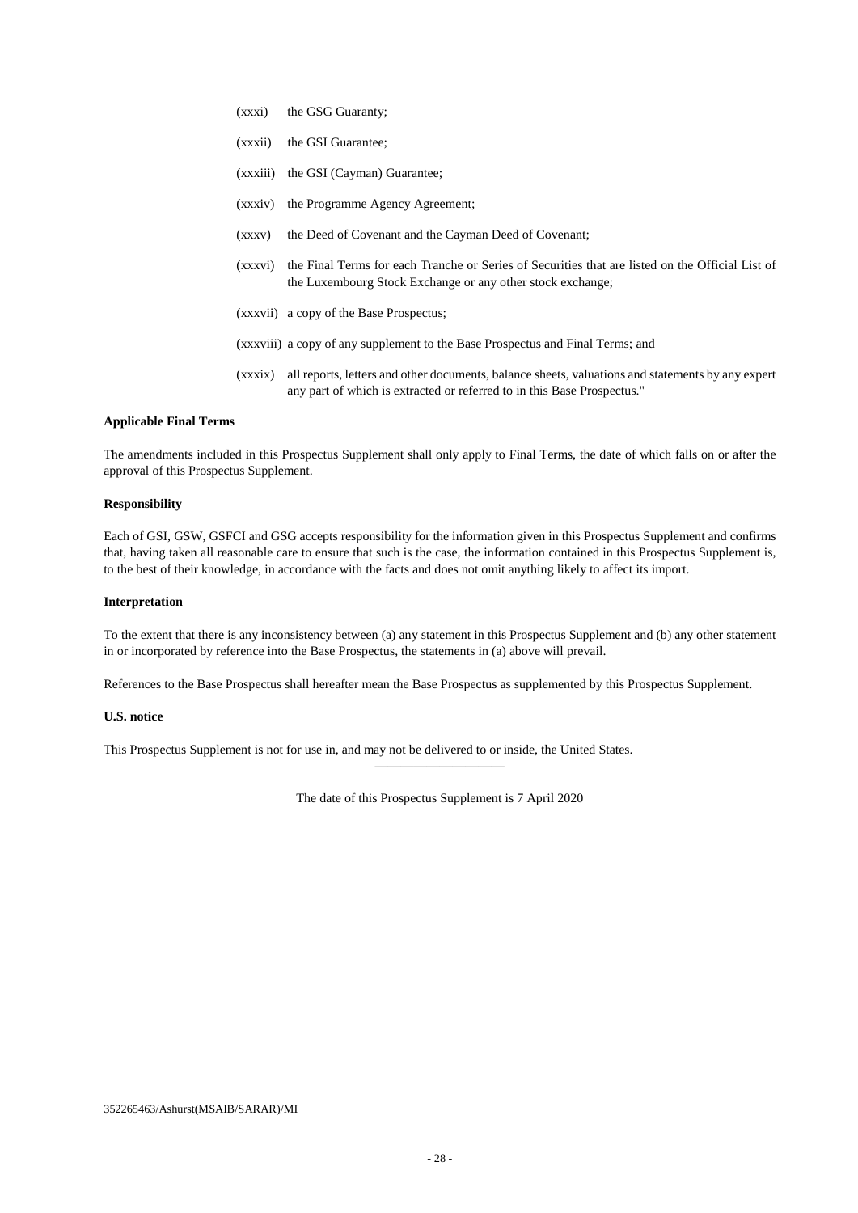(xxxi) the GSG Guaranty;

(xxxii) the GSI Guarantee;

(xxxiii) the GSI (Cayman) Guarantee;

(xxxiv) the Programme Agency Agreement;

(xxxv) the Deed of Covenant and the Cayman Deed of Covenant;

(xxxvi) the Final Terms for each Tranche or Series of Securities that are listed on the Official List of the Luxembourg Stock Exchange or any other stock exchange;

(xxxvii) a copy of the Base Prospectus;

(xxxviii) a copy of any supplement to the Base Prospectus and Final Terms; and

(xxxix) all reports, letters and other documents, balance sheets, valuations and statements by any expert any part of which is extracted or referred to in this Base Prospectus."

**Applicable Final Terms**

The amendments included in this Prospectus Supplement shall only apply to Final Terms, the date of which falls on or after the approval of this Prospectus Supplement.

**Responsibility**

Each of GSI, GSW, GSFCI and GSG accepts responsibility for the information given in this Prospectus Supplement and confirms that, having taken all reasonable care to ensure that such is the case, the information contained in this Prospectus Supplement is, to the best of their knowledge, in accordance with the facts and does not omit anything likely to affect its import.

**Interpretation**

To the extent that there is any inconsistency between (a) any statement in this Prospectus Supplement and (b) any other statement in or incorporated by reference into the Base Prospectus, the statements in (a) above will prevail.

References to the Base Prospectus shall hereafter mean the Base Prospectus as supplemented by this Prospectus Supplement.

**U.S. notice**

This Prospectus Supplement is not for use in, and may not be delivered to or inside, the United States.

---

The date of this Prospectus Supplement is 7 April 2020

352265463/Ashurst(MSAIB/SARAR)/MI